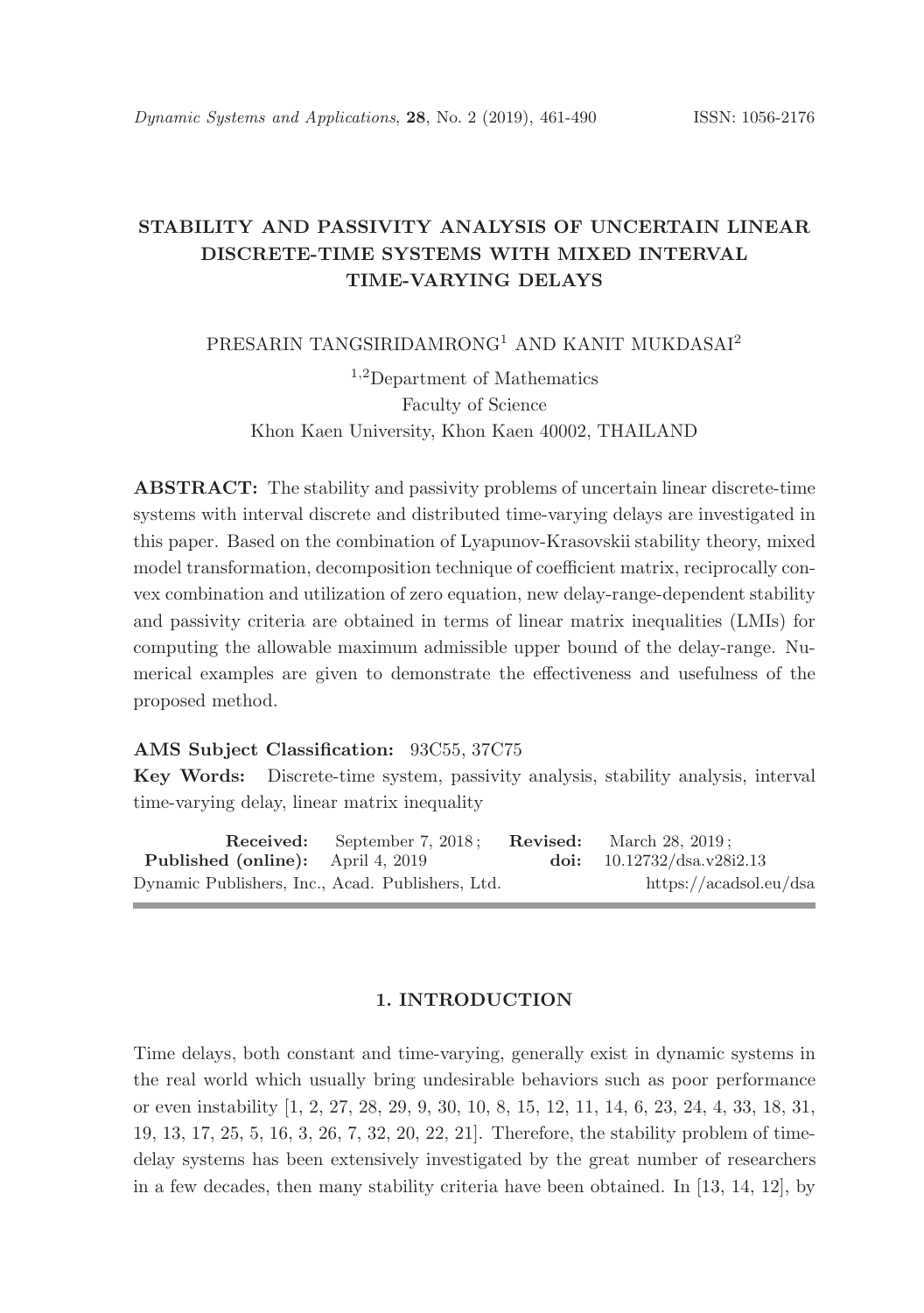# STABILITY AND PASSIVITY ANALYSIS OF UNCERTAIN LINEAR DISCRETE-TIME SYSTEMS WITH MIXED INTERVAL TIME-VARYING DELAYS

PRESARIN TANGSIRIDAMRONG[1] AND KANIT MUKDASAI[2]

[1,2]Department of Mathematics
Faculty of Science
Khon Kaen University, Khon Kaen 40002, THAILAND

**ABSTRACT:** The stability and passivity problems of uncertain linear discrete-time systems with interval discrete and distributed time-varying delays are investigated in this paper. Based on the combination of Lyapunov-Krasovskii stability theory, mixed model transformation, decomposition technique of coefficient matrix, reciprocally convex combination and utilization of zero equation, new delay-range-dependent stability and passivity criteria are obtained in terms of linear matrix inequalities (LMIs) for computing the allowable maximum admissible upper bound of the delay-range. Numerical examples are given to demonstrate the effectiveness and usefulness of the proposed method.

**AMS Subject Classification:** 93C55, 37C75

**Key Words:** Discrete-time system, passivity analysis, stability analysis, interval time-varying delay, linear matrix inequality

**Received:** September 7, 2018; **Revised:** March 28, 2019;
**Published (online):** April 4, 2019 **doi:** 10.12732/dsa.v28i2.13
Dynamic Publishers, Inc., Acad. Publishers, Ltd. https://acadsol.eu/dsa

## 1. INTRODUCTION

Time delays, both constant and time-varying, generally exist in dynamic systems in the real world which usually bring undesirable behaviors such as poor performance or even instability [1, 2, 27, 28, 29, 9, 30, 10, 8, 15, 12, 11, 14, 6, 23, 24, 4, 33, 18, 31, 19, 13, 17, 25, 5, 16, 3, 26, 7, 32, 20, 22, 21]. Therefore, the stability problem of time-delay systems has been extensively investigated by the great number of researchers in a few decades, then many stability criteria have been obtained. In [13, 14, 12], by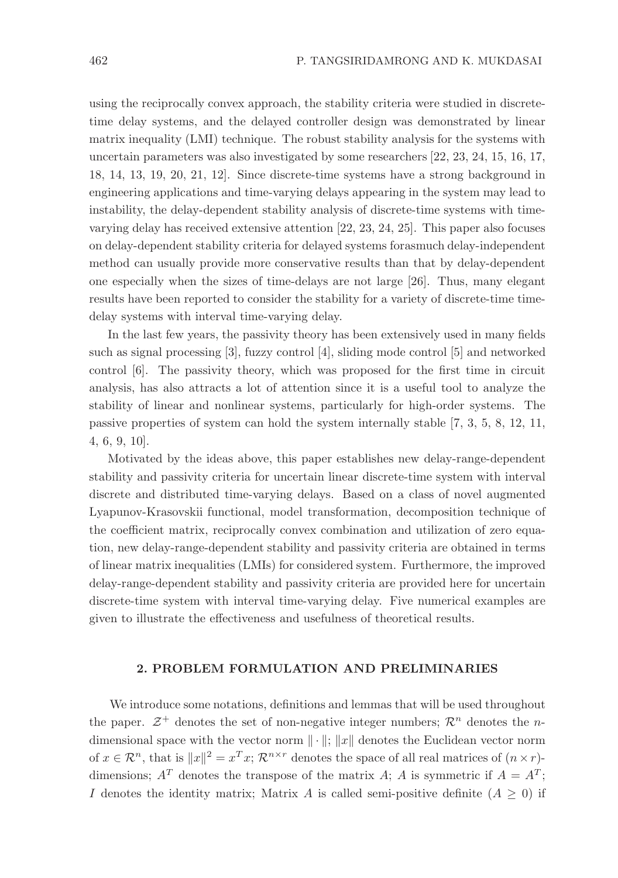using the reciprocally convex approach, the stability criteria were studied in discrete-time delay systems, and the delayed controller design was demonstrated by linear matrix inequality (LMI) technique. The robust stability analysis for the systems with uncertain parameters was also investigated by some researchers [22, 23, 24, 15, 16, 17, 18, 14, 13, 19, 20, 21, 12]. Since discrete-time systems have a strong background in engineering applications and time-varying delays appearing in the system may lead to instability, the delay-dependent stability analysis of discrete-time systems with time-varying delay has received extensive attention [22, 23, 24, 25]. This paper also focuses on delay-dependent stability criteria for delayed systems forasmuch delay-independent method can usually provide more conservative results than that by delay-dependent one especially when the sizes of time-delays are not large [26]. Thus, many elegant results have been reported to consider the stability for a variety of discrete-time time-delay systems with interval time-varying delay.

In the last few years, the passivity theory has been extensively used in many fields such as signal processing [3], fuzzy control [4], sliding mode control [5] and networked control [6]. The passivity theory, which was proposed for the first time in circuit analysis, has also attracts a lot of attention since it is a useful tool to analyze the stability of linear and nonlinear systems, particularly for high-order systems. The passive properties of system can hold the system internally stable [7, 3, 5, 8, 12, 11, 4, 6, 9, 10].

Motivated by the ideas above, this paper establishes new delay-range-dependent stability and passivity criteria for uncertain linear discrete-time system with interval discrete and distributed time-varying delays. Based on a class of novel augmented Lyapunov-Krasovskii functional, model transformation, decomposition technique of the coefficient matrix, reciprocally convex combination and utilization of zero equation, new delay-range-dependent stability and passivity criteria are obtained in terms of linear matrix inequalities (LMIs) for considered system. Furthermore, the improved delay-range-dependent stability and passivity criteria are provided here for uncertain discrete-time system with interval time-varying delay. Five numerical examples are given to illustrate the effectiveness and usefulness of theoretical results.

## 2. PROBLEM FORMULATION AND PRELIMINARIES

We introduce some notations, definitions and lemmas that will be used throughout the paper. $\mathcal{Z}^+$ denotes the set of non-negative integer numbers; $\mathcal{R}^n$ denotes the $n$-dimensional space with the vector norm $\|\cdot\|$; $\|x\|$ denotes the Euclidean vector norm of $x \in \mathcal{R}^n$, that is $\|x\|^2 = x^T x$; $\mathcal{R}^{n\times r}$ denotes the space of all real matrices of $(n \times r)$-dimensions; $A^T$ denotes the transpose of the matrix $A$; $A$ is symmetric if $A = A^T$; $I$ denotes the identity matrix; Matrix $A$ is called semi-positive definite ($A \geq 0$) if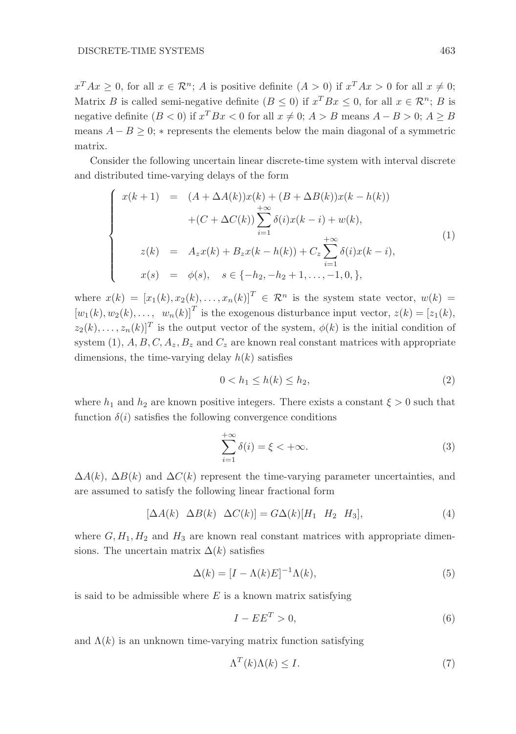$x^T Ax \geq 0$, for all $x \in \mathcal{R}^n$; $A$ is positive definite ($A > 0$) if $x^T Ax > 0$ for all $x \neq 0$; Matrix $B$ is called semi-negative definite ($B \leq 0$) if $x^T Bx \leq 0$, for all $x \in \mathcal{R}^n$; $B$ is negative definite ($B < 0$) if $x^T Bx < 0$ for all $x \neq 0$; $A > B$ means $A - B > 0$; $A \geq B$ means $A - B \geq 0$; $*$ represents the elements below the main diagonal of a symmetric matrix.

Consider the following uncertain linear discrete-time system with interval discrete and distributed time-varying delays of the form

$$
\left\{
\begin{array}{rcl}
x(k+1) & = & (A + \Delta A(k))x(k) + (B + \Delta B(k))x(k - h(k)) \\
 & & +(C + \Delta C(k)) \displaystyle\sum_{i=1}^{+\infty} \delta(i) x(k-i) + w(k), \\
z(k) & = & A_z x(k) + B_z x(k - h(k)) + C_z \displaystyle\sum_{i=1}^{+\infty} \delta(i) x(k-i), \\
x(s) & = & \phi(s), \quad s \in \{-h_2, -h_2 + 1, \ldots, -1, 0, \},
\end{array}
\right.
\tag{1}
$$

where $x(k) = [x_1(k), x_2(k), \ldots, x_n(k)]^T \in \mathcal{R}^n$ is the system state vector, $w(k) = [w_1(k), w_2(k), \ldots, \ w_n(k)]^T$ is the exogenous disturbance input vector, $z(k) = [z_1(k), z_2(k), \ldots, z_n(k)]^T$ is the output vector of the system, $\phi(k)$ is the initial condition of system (1), $A, B, C, A_z, B_z$ and $C_z$ are known real constant matrices with appropriate dimensions, the time-varying delay $h(k)$ satisfies

$$
0 < h_1 \leq h(k) \leq h_2, \tag{2}
$$

where $h_1$ and $h_2$ are known positive integers. There exists a constant $\xi > 0$ such that function $\delta(i)$ satisfies the following convergence conditions

$$
\sum_{i=1}^{+\infty} \delta(i) = \xi < +\infty. \tag{3}
$$

$\Delta A(k)$, $\Delta B(k)$ and $\Delta C(k)$ represent the time-varying parameter uncertainties, and are assumed to satisfy the following linear fractional form

$$
[\Delta A(k) \ \ \Delta B(k) \ \ \Delta C(k)] = G \Delta(k) [H_1 \ \ H_2 \ \ H_3], \tag{4}
$$

where $G, H_1, H_2$ and $H_3$ are known real constant matrices with appropriate dimensions. The uncertain matrix $\Delta(k)$ satisfies

$$
\Delta(k) = [I - \Lambda(k)E]^{-1} \Lambda(k), \tag{5}
$$

is said to be admissible where $E$ is a known matrix satisfying

$$
I - EE^T > 0, \tag{6}
$$

and $\Lambda(k)$ is an unknown time-varying matrix function satisfying

$$
\Lambda^T(k) \Lambda(k) \leq I. \tag{7}
$$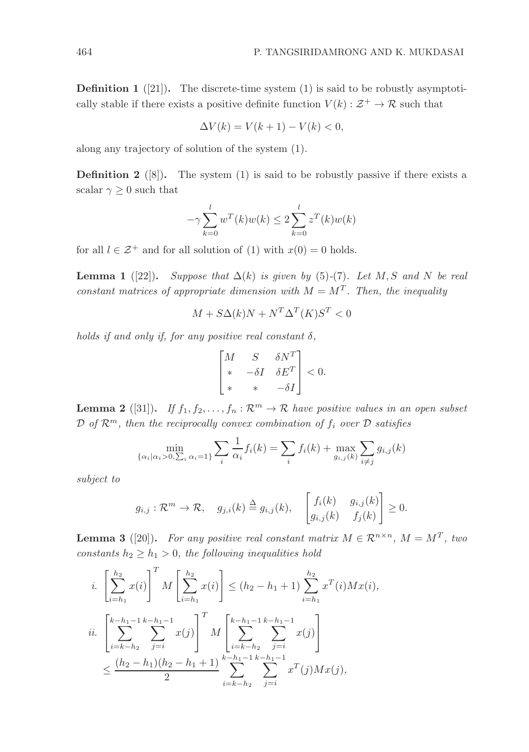**Definition 1** ([21])**.** The discrete-time system (1) is said to be robustly asymptotically stable if there exists a positive definite function $V(k) : \mathcal{Z}^+ \to \mathcal{R}$ such that

$$\Delta V(k) = V(k+1) - V(k) < 0,$$

along any trajectory of solution of the system (1).

**Definition 2** ([8])**.** The system (1) is said to be robustly passive if there exists a scalar $\gamma \geq 0$ such that

$$-\gamma \sum_{k=0}^{l} w^T(k)w(k) \leq 2\sum_{k=0}^{l} z^T(k)w(k)$$

for all $l \in \mathcal{Z}^+$ and for all solution of (1) with $x(0) = 0$ holds.

**Lemma 1** ([22])**.** *Suppose that $\Delta(k)$ is given by (5)-(7). Let $M, S$ and $N$ be real constant matrices of appropriate dimension with $M = M^T$. Then, the inequality*

$$M + S\Delta(k)N + N^T\Delta^T(K)S^T < 0$$

*holds if and only if, for any positive real constant $\delta$,*

$$\begin{bmatrix} M & S & \delta N^T \\ * & -\delta I & \delta E^T \\ * & * & -\delta I \end{bmatrix} < 0.$$

**Lemma 2** ([31])**.** *If $f_1, f_2, \ldots, f_n : \mathcal{R}^m \to \mathcal{R}$ have positive values in an open subset $\mathcal{D}$ of $\mathcal{R}^m$, then the reciprocally convex combination of $f_i$ over $\mathcal{D}$ satisfies*

$$\min_{\{\alpha_i|\alpha_i>0, \sum_i \alpha_i = 1\}} \sum_i \frac{1}{\alpha_i} f_i(k) = \sum_i f_i(k) + \max_{g_{i,j}(k)} \sum_{i \neq j} g_{i,j}(k)$$

*subject to*

$$g_{i,j} : \mathcal{R}^m \to \mathcal{R}, \quad g_{j,i}(k) \triangleq g_{i,j}(k), \quad \begin{bmatrix} f_i(k) & g_{i,j}(k) \\ g_{i,j}(k) & f_j(k) \end{bmatrix} \geq 0.$$

**Lemma 3** ([20])**.** *For any positive real constant matrix $M \in \mathcal{R}^{n \times n}$, $M = M^T$, two constants $h_2 \geq h_1 > 0$, the following inequalities hold*

*i.* $$\left[\sum_{i=h_1}^{h_2} x(i)\right]^T M \left[\sum_{i=h_1}^{h_2} x(i)\right] \leq (h_2 - h_1 + 1) \sum_{i=h_1}^{h_2} x^T(i)Mx(i),$$

*ii.* $$\left[\sum_{i=k-h_2}^{k-h_1-1} \sum_{j=i}^{k-h_1-1} x(j)\right]^T M \left[\sum_{i=k-h_2}^{k-h_1-1} \sum_{j=i}^{k-h_1-1} x(j)\right] \leq \frac{(h_2 - h_1)(h_2 - h_1 + 1)}{2} \sum_{i=k-h_2}^{k-h_1-1} \sum_{j=i}^{k-h_1-1} x^T(j)Mx(j),$$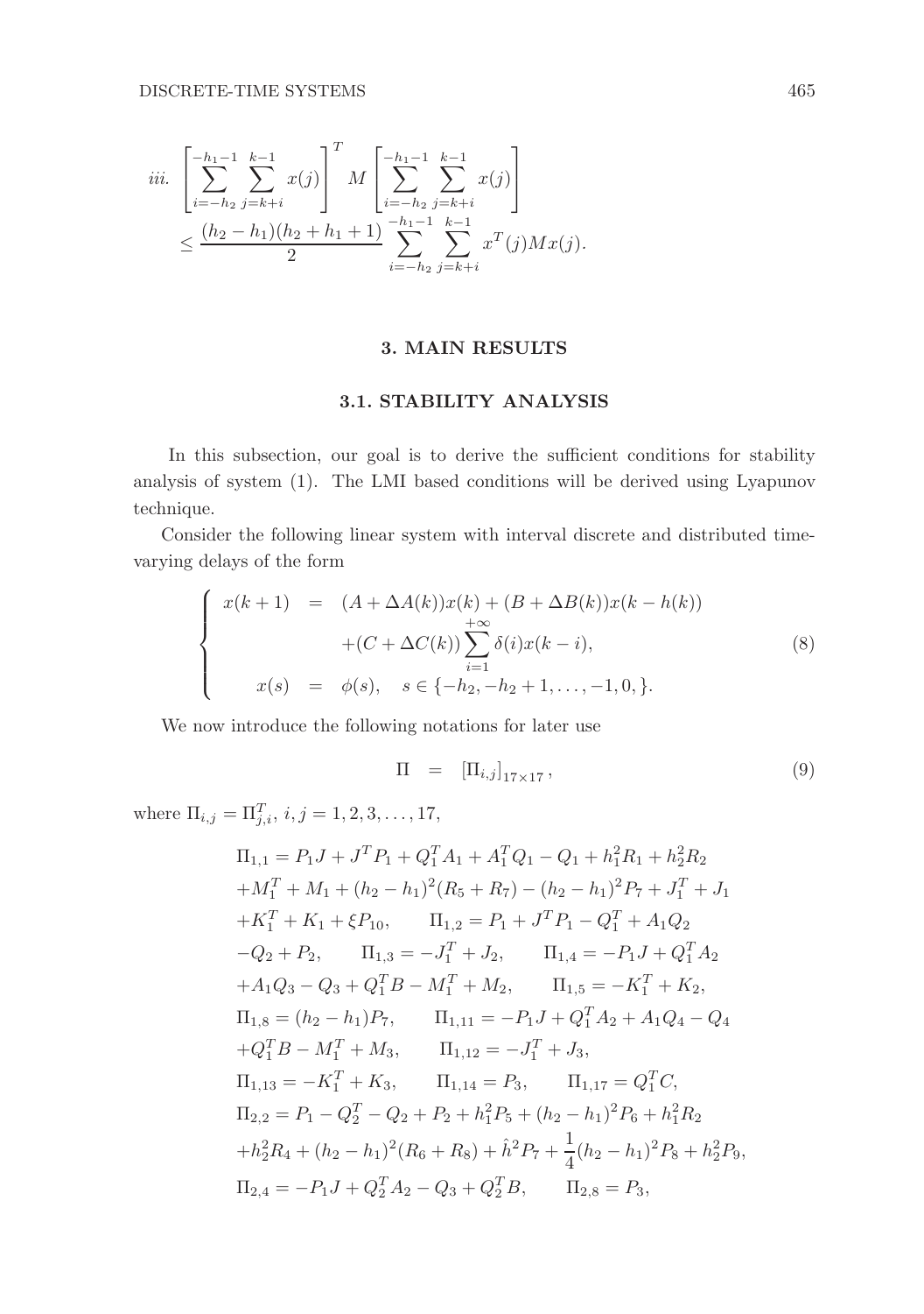$$
\begin{aligned}
iii.\ & \left[\sum_{i=-h_2}^{-h_1-1}\sum_{j=k+i}^{k-1} x(j)\right]^T M \left[\sum_{i=-h_2}^{-h_1-1}\sum_{j=k+i}^{k-1} x(j)\right] \\
& \leq \frac{(h_2-h_1)(h_2+h_1+1)}{2}\sum_{i=-h_2}^{-h_1-1}\sum_{j=k+i}^{k-1} x^T(j)Mx(j).
\end{aligned}
$$

## 3. MAIN RESULTS

### 3.1. STABILITY ANALYSIS

In this subsection, our goal is to derive the sufficient conditions for stability analysis of system (1). The LMI based conditions will be derived using Lyapunov technique.

Consider the following linear system with interval discrete and distributed time-varying delays of the form

$$
\begin{cases}
x(k+1) &= (A+\Delta A(k))x(k) + (B+\Delta B(k))x(k-h(k)) \\
&\quad +(C+\Delta C(k))\displaystyle\sum_{i=1}^{+\infty}\delta(i)x(k-i), \\
x(s) &= \phi(s), \quad s \in \{-h_2, -h_2+1, \ldots, -1, 0, \}.
\end{cases}
\tag{8}
$$

We now introduce the following notations for later use

$$
\Pi \;=\; [\Pi_{i,j}]_{17\times 17}, \tag{9}
$$

where $\Pi_{i,j} = \Pi_{j,i}^T$, $i,j = 1,2,3,\ldots,17$,

$$
\begin{aligned}
&\Pi_{1,1} = P_1 J + J^T P_1 + Q_1^T A_1 + A_1^T Q_1 - Q_1 + h_1^2 R_1 + h_2^2 R_2 \\
&+M_1^T + M_1 + (h_2-h_1)^2(R_5+R_7) - (h_2-h_1)^2 P_7 + J_1^T + J_1 \\
&+K_1^T + K_1 + \xi P_{10}, \qquad \Pi_{1,2} = P_1 + J^T P_1 - Q_1^T + A_1 Q_2 \\
&-Q_2 + P_2, \qquad \Pi_{1,3} = -J_1^T + J_2, \qquad \Pi_{1,4} = -P_1 J + Q_1^T A_2 \\
&+A_1 Q_3 - Q_3 + Q_1^T B - M_1^T + M_2, \qquad \Pi_{1,5} = -K_1^T + K_2, \\
&\Pi_{1,8} = (h_2-h_1)P_7, \qquad \Pi_{1,11} = -P_1 J + Q_1^T A_2 + A_1 Q_4 - Q_4 \\
&+Q_1^T B - M_1^T + M_3, \qquad \Pi_{1,12} = -J_1^T + J_3, \\
&\Pi_{1,13} = -K_1^T + K_3, \qquad \Pi_{1,14} = P_3, \qquad \Pi_{1,17} = Q_1^T C, \\
&\Pi_{2,2} = P_1 - Q_2^T - Q_2 + P_2 + h_1^2 P_5 + (h_2-h_1)^2 P_6 + h_1^2 R_2 \\
&+h_2^2 R_4 + (h_2-h_1)^2(R_6+R_8) + \hat{h}^2 P_7 + \frac{1}{4}(h_2-h_1)^2 P_8 + h_2^2 P_9, \\
&\Pi_{2,4} = -P_1 J + Q_2^T A_2 - Q_3 + Q_2^T B, \qquad \Pi_{2,8} = P_3,
\end{aligned}
$$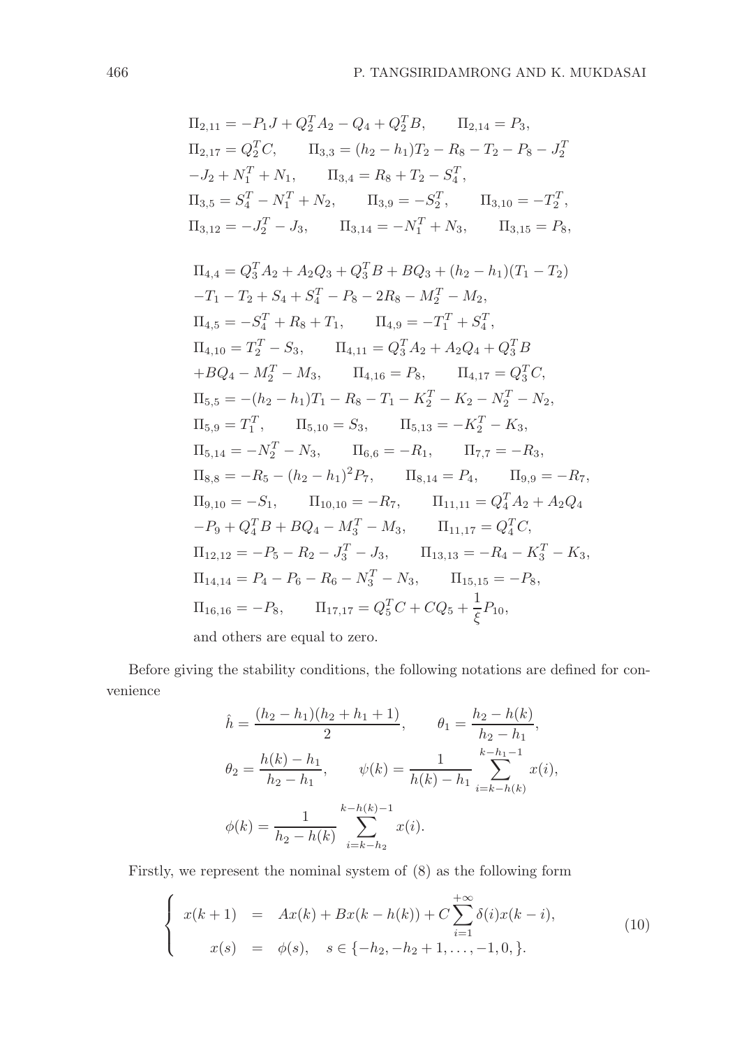$$
\begin{aligned}
&\Pi_{2,11} = -P_1 J + Q_2^T A_2 - Q_4 + Q_2^T B, \qquad \Pi_{2,14} = P_3, \\
&\Pi_{2,17} = Q_2^T C, \qquad \Pi_{3,3} = (h_2 - h_1)T_2 - R_8 - T_2 - P_8 - J_2^T \\
&-J_2 + N_1^T + N_1, \qquad \Pi_{3,4} = R_8 + T_2 - S_4^T, \\
&\Pi_{3,5} = S_4^T - N_1^T + N_2, \qquad \Pi_{3,9} = -S_2^T, \qquad \Pi_{3,10} = -T_2^T, \\
&\Pi_{3,12} = -J_2^T - J_3, \qquad \Pi_{3,14} = -N_1^T + N_3, \qquad \Pi_{3,15} = P_8,
\end{aligned}
$$

$$
\begin{aligned}
&\Pi_{4,4} = Q_3^T A_2 + A_2 Q_3 + Q_3^T B + B Q_3 + (h_2 - h_1)(T_1 - T_2) \\
&-T_1 - T_2 + S_4 + S_4^T - P_8 - 2R_8 - M_2^T - M_2, \\
&\Pi_{4,5} = -S_4^T + R_8 + T_1, \qquad \Pi_{4,9} = -T_1^T + S_4^T, \\
&\Pi_{4,10} = T_2^T - S_3, \qquad \Pi_{4,11} = Q_3^T A_2 + A_2 Q_4 + Q_3^T B \\
&+B Q_4 - M_2^T - M_3, \qquad \Pi_{4,16} = P_8, \qquad \Pi_{4,17} = Q_3^T C, \\
&\Pi_{5,5} = -(h_2 - h_1)T_1 - R_8 - T_1 - K_2^T - K_2 - N_2^T - N_2, \\
&\Pi_{5,9} = T_1^T, \qquad \Pi_{5,10} = S_3, \qquad \Pi_{5,13} = -K_2^T - K_3, \\
&\Pi_{5,14} = -N_2^T - N_3, \qquad \Pi_{6,6} = -R_1, \qquad \Pi_{7,7} = -R_3, \\
&\Pi_{8,8} = -R_5 - (h_2 - h_1)^2 P_7, \qquad \Pi_{8,14} = P_4, \qquad \Pi_{9,9} = -R_7, \\
&\Pi_{9,10} = -S_1, \qquad \Pi_{10,10} = -R_7, \qquad \Pi_{11,11} = Q_4^T A_2 + A_2 Q_4 \\
&-P_9 + Q_4^T B + B Q_4 - M_3^T - M_3, \qquad \Pi_{11,17} = Q_4^T C, \\
&\Pi_{12,12} = -P_5 - R_2 - J_3^T - J_3, \qquad \Pi_{13,13} = -R_4 - K_3^T - K_3, \\
&\Pi_{14,14} = P_4 - P_6 - R_6 - N_3^T - N_3, \qquad \Pi_{15,15} = -P_8, \\
&\Pi_{16,16} = -P_8, \qquad \Pi_{17,17} = Q_5^T C + C Q_5 + \frac{1}{\xi} P_{10},
\end{aligned}
$$

and others are equal to zero.

Before giving the stability conditions, the following notations are defined for convenience

$$
\begin{aligned}
&\hat{h} = \frac{(h_2 - h_1)(h_2 + h_1 + 1)}{2}, \qquad \theta_1 = \frac{h_2 - h(k)}{h_2 - h_1}, \\
&\theta_2 = \frac{h(k) - h_1}{h_2 - h_1}, \qquad \psi(k) = \frac{1}{h(k) - h_1} \sum_{i=k-h(k)}^{k-h_1-1} x(i), \\
&\phi(k) = \frac{1}{h_2 - h(k)} \sum_{i=k-h_2}^{k-h(k)-1} x(i).
\end{aligned}
$$

Firstly, we represent the nominal system of (8) as the following form

$$
\begin{cases}
x(k+1) = Ax(k) + Bx(k - h(k)) + C \displaystyle\sum_{i=1}^{+\infty} \delta(i) x(k-i), \\
x(s) = \phi(s), \quad s \in \{-h_2, -h_2 + 1, \ldots, -1, 0, \}.
\end{cases}
\tag{10}
$$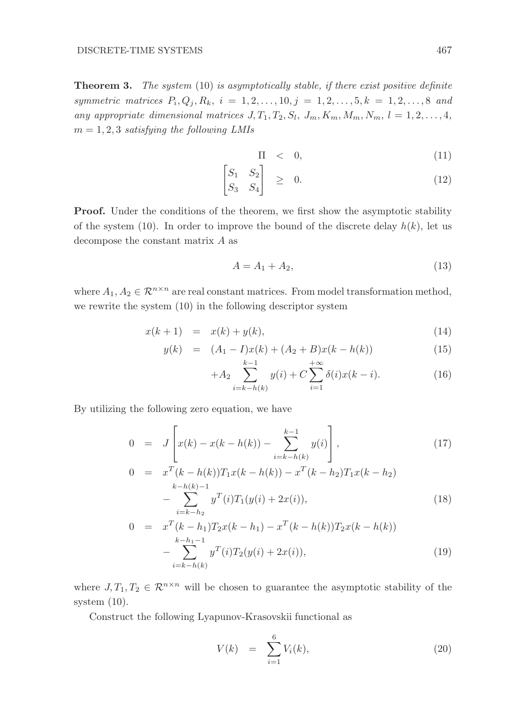**Theorem 3.** *The system* (10) *is asymptotically stable, if there exist positive definite symmetric matrices* $P_i, Q_j, R_k,\ i = 1, 2, \ldots, 10, j = 1, 2, \ldots, 5, k = 1, 2, \ldots, 8$ *and any appropriate dimensional matrices* $J, T_1, T_2, S_l,\ J_m, K_m, M_m, N_m,\ l = 1, 2, \ldots, 4,$ $m = 1, 2, 3$ *satisfying the following LMIs*

$$\Pi \quad < \quad 0, \tag{11}$$

$$\begin{bmatrix} S_1 & S_2 \\ S_3 & S_4 \end{bmatrix} \quad \geq \quad 0. \tag{12}$$

**Proof.** Under the conditions of the theorem, we first show the asymptotic stability of the system (10). In order to improve the bound of the discrete delay $h(k)$, let us decompose the constant matrix $A$ as

$$A = A_1 + A_2, \tag{13}$$

where $A_1, A_2 \in \mathcal{R}^{n \times n}$ are real constant matrices. From model transformation method, we rewrite the system (10) in the following descriptor system

$$x(k+1) \quad = \quad x(k) + y(k), \tag{14}$$

$$y(k) \quad = \quad (A_1 - I)x(k) + (A_2 + B)x(k - h(k)) \tag{15}$$

$$+A_2 \sum_{i=k-h(k)}^{k-1} y(i) + C \sum_{i=1}^{+\infty} \delta(i) x(k-i). \tag{16}$$

By utilizing the following zero equation, we have

$$0 \quad = \quad J\left[x(k) - x(k-h(k)) - \sum_{i=k-h(k)}^{k-1} y(i)\right], \tag{17}$$

$$0 \quad = \quad x^T(k-h(k))T_1 x(k-h(k)) - x^T(k-h_2)T_1 x(k-h_2) - \sum_{i=k-h_2}^{k-h(k)-1} y^T(i) T_1 (y(i) + 2x(i)), \tag{18}$$

$$0 \quad = \quad x^T(k-h_1)T_2 x(k-h_1) - x^T(k-h(k))T_2 x(k-h(k)) - \sum_{i=k-h(k)}^{k-h_1-1} y^T(i) T_2 (y(i) + 2x(i)), \tag{19}$$

where $J, T_1, T_2 \in \mathcal{R}^{n \times n}$ will be chosen to guarantee the asymptotic stability of the system (10).

Construct the following Lyapunov-Krasovskii functional as

$$V(k) \quad = \quad \sum_{i=1}^{6} V_i(k), \tag{20}$$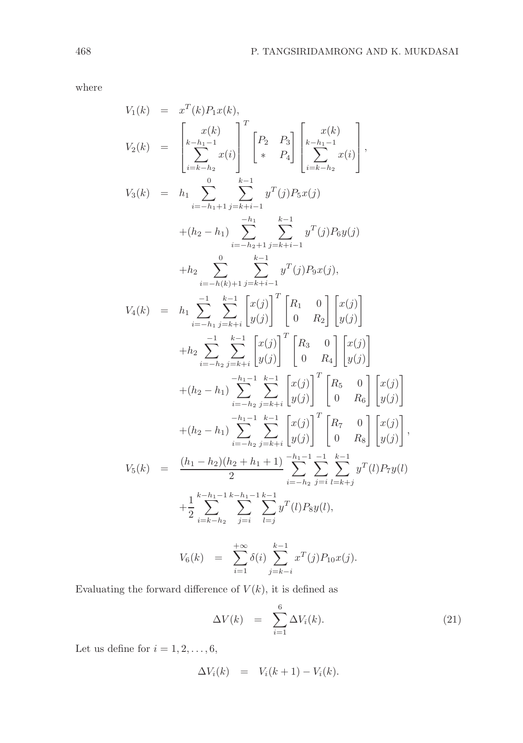where

$$
\begin{aligned}
V_1(k) &= x^T(k)P_1x(k),\\
V_2(k) &= \begin{bmatrix} x(k) \\ \sum\limits_{i=k-h_2}^{k-h_1-1} x(i) \end{bmatrix}^T \begin{bmatrix} P_2 & P_3 \\ * & P_4 \end{bmatrix} \begin{bmatrix} x(k) \\ \sum\limits_{i=k-h_2}^{k-h_1-1} x(i) \end{bmatrix},\\
V_3(k) &= h_1 \sum_{i=-h_1+1}^{0} \sum_{j=k+i-1}^{k-1} y^T(j)P_5x(j)\\
&\quad +(h_2-h_1) \sum_{i=-h_2+1}^{-h_1} \sum_{j=k+i-1}^{k-1} y^T(j)P_6y(j)\\
&\quad +h_2 \sum_{i=-h(k)+1}^{0} \sum_{j=k+i-1}^{k-1} y^T(j)P_9x(j),\\
V_4(k) &= h_1 \sum_{i=-h_1}^{-1} \sum_{j=k+i}^{k-1} \begin{bmatrix} x(j) \\ y(j) \end{bmatrix}^T \begin{bmatrix} R_1 & 0 \\ 0 & R_2 \end{bmatrix} \begin{bmatrix} x(j) \\ y(j) \end{bmatrix}\\
&\quad +h_2 \sum_{i=-h_2}^{-1} \sum_{j=k+i}^{k-1} \begin{bmatrix} x(j) \\ y(j) \end{bmatrix}^T \begin{bmatrix} R_3 & 0 \\ 0 & R_4 \end{bmatrix} \begin{bmatrix} x(j) \\ y(j) \end{bmatrix}\\
&\quad +(h_2-h_1) \sum_{i=-h_2}^{-h_1-1} \sum_{j=k+i}^{k-1} \begin{bmatrix} x(j) \\ y(j) \end{bmatrix}^T \begin{bmatrix} R_5 & 0 \\ 0 & R_6 \end{bmatrix} \begin{bmatrix} x(j) \\ y(j) \end{bmatrix}\\
&\quad +(h_2-h_1) \sum_{i=-h_2}^{-h_1-1} \sum_{j=k+i}^{k-1} \begin{bmatrix} x(j) \\ y(j) \end{bmatrix}^T \begin{bmatrix} R_7 & 0 \\ 0 & R_8 \end{bmatrix} \begin{bmatrix} x(j) \\ y(j) \end{bmatrix},\\
V_5(k) &= \frac{(h_1-h_2)(h_2+h_1+1)}{2} \sum_{i=-h_2}^{-h_1-1} \sum_{j=i}^{-1} \sum_{l=k+j}^{k-1} y^T(l)P_7y(l)\\
&\quad +\frac{1}{2} \sum_{i=k-h_2}^{k-h_1-1} \sum_{j=i}^{k-h_1-1} \sum_{l=j}^{k-1} y^T(l)P_8y(l),
\end{aligned}
$$

$$
V_6(k) \;=\; \sum_{i=1}^{+\infty} \delta(i) \sum_{j=k-i}^{k-1} x^T(j)P_{10}x(j).
$$

Evaluating the forward difference of $V(k)$, it is defined as

$$
\Delta V(k) \;=\; \sum_{i=1}^{6} \Delta V_i(k). \tag{21}
$$

Let us define for $i = 1, 2, \ldots, 6$,

$$
\Delta V_i(k) \;=\; V_i(k+1) - V_i(k).
$$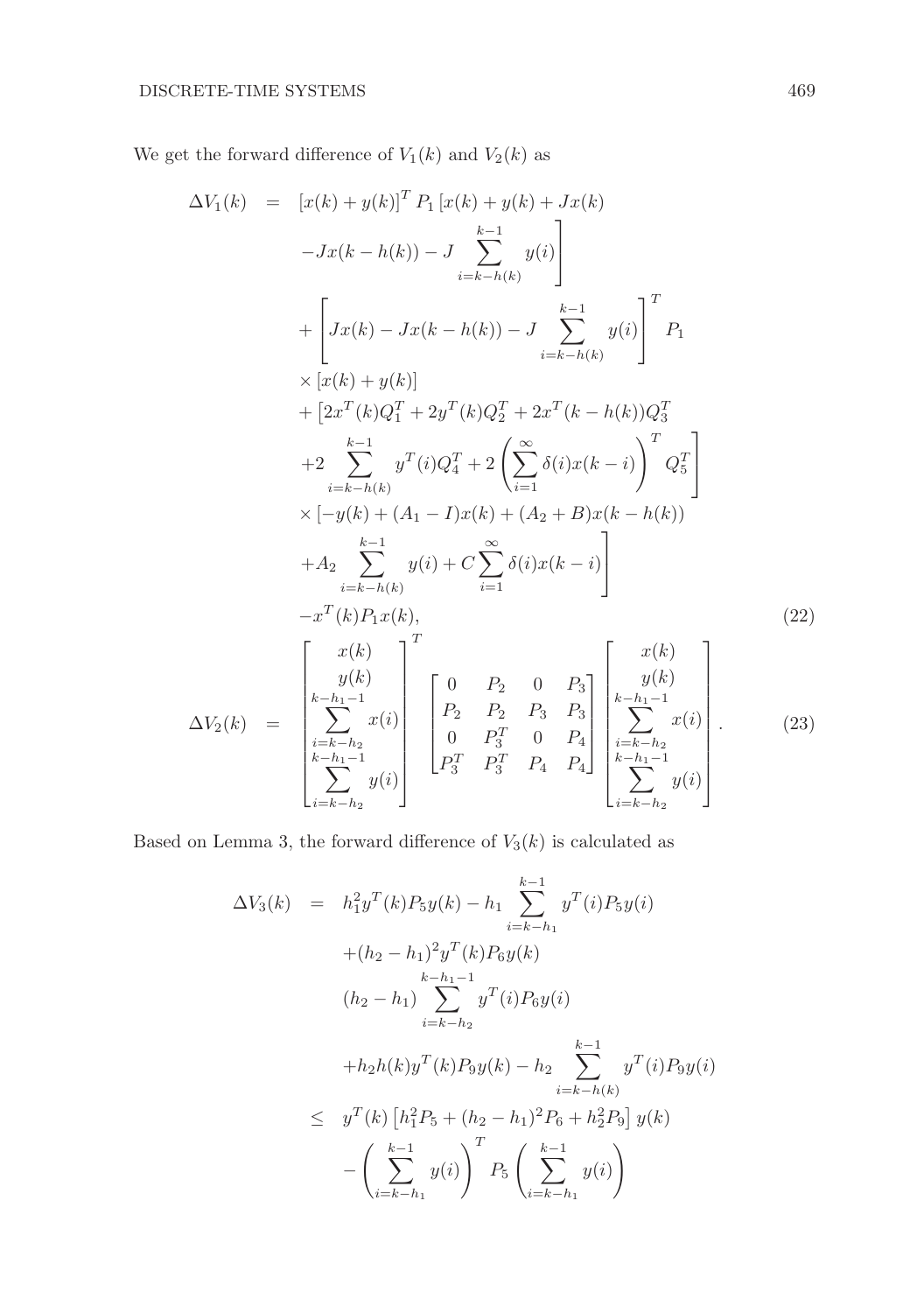We get the forward difference of $V_1(k)$ and $V_2(k)$ as

$$
\begin{aligned}
\Delta V_1(k) \;=\;& [x(k)+y(k)]^T P_1 \Big[x(k)+y(k)+Jx(k) \\
& -Jx(k-h(k)) - J\sum_{i=k-h(k)}^{k-1} y(i)\Big] \\
& + \left[Jx(k) - Jx(k-h(k)) - J\sum_{i=k-h(k)}^{k-1} y(i)\right]^T P_1 \\
& \times [x(k)+y(k)] \\
& + \Big[2x^T(k)Q_1^T + 2y^T(k)Q_2^T + 2x^T(k-h(k))Q_3^T \\
& + 2\sum_{i=k-h(k)}^{k-1} y^T(i)Q_4^T + 2\left(\sum_{i=1}^{\infty}\delta(i)x(k-i)\right)^T Q_5^T\Big] \\
& \times \Big[-y(k) + (A_1 - I)x(k) + (A_2 + B)x(k-h(k)) \\
& + A_2\sum_{i=k-h(k)}^{k-1} y(i) + C\sum_{i=1}^{\infty}\delta(i)x(k-i)\Big] \\
& - x^T(k)P_1x(k),
\end{aligned} \tag{22}
$$

$$
\Delta V_2(k) \;=\; \begin{bmatrix} x(k) \\ y(k) \\ \displaystyle\sum_{i=k-h_2}^{k-h_1-1} x(i) \\ \displaystyle\sum_{i=k-h_2}^{k-h_1-1} y(i) \end{bmatrix}^T \begin{bmatrix} 0 & P_2 & 0 & P_3 \\ P_2 & P_2 & P_3 & P_3 \\ 0 & P_3^T & 0 & P_4 \\ P_3^T & P_3^T & P_4 & P_4 \end{bmatrix} \begin{bmatrix} x(k) \\ y(k) \\ \displaystyle\sum_{i=k-h_2}^{k-h_1-1} x(i) \\ \displaystyle\sum_{i=k-h_2}^{k-h_1-1} y(i) \end{bmatrix}. \tag{23}
$$

Based on Lemma 3, the forward difference of $V_3(k)$ is calculated as

$$
\begin{aligned}
\Delta V_3(k) \;=\;& h_1^2 y^T(k)P_5y(k) - h_1\sum_{i=k-h_1}^{k-1} y^T(i)P_5y(i) \\
& + (h_2-h_1)^2 y^T(k)P_6y(k) \\
& (h_2-h_1)\sum_{i=k-h_2}^{k-h_1-1} y^T(i)P_6y(i) \\
& + h_2h(k)y^T(k)P_9y(k) - h_2\sum_{i=k-h(k)}^{k-1} y^T(i)P_9y(i) \\
\leq\;& y^T(k)\left[h_1^2P_5 + (h_2-h_1)^2P_6 + h_2^2P_9\right]y(k) \\
& - \left(\sum_{i=k-h_1}^{k-1} y(i)\right)^T P_5 \left(\sum_{i=k-h_1}^{k-1} y(i)\right)
\end{aligned}
$$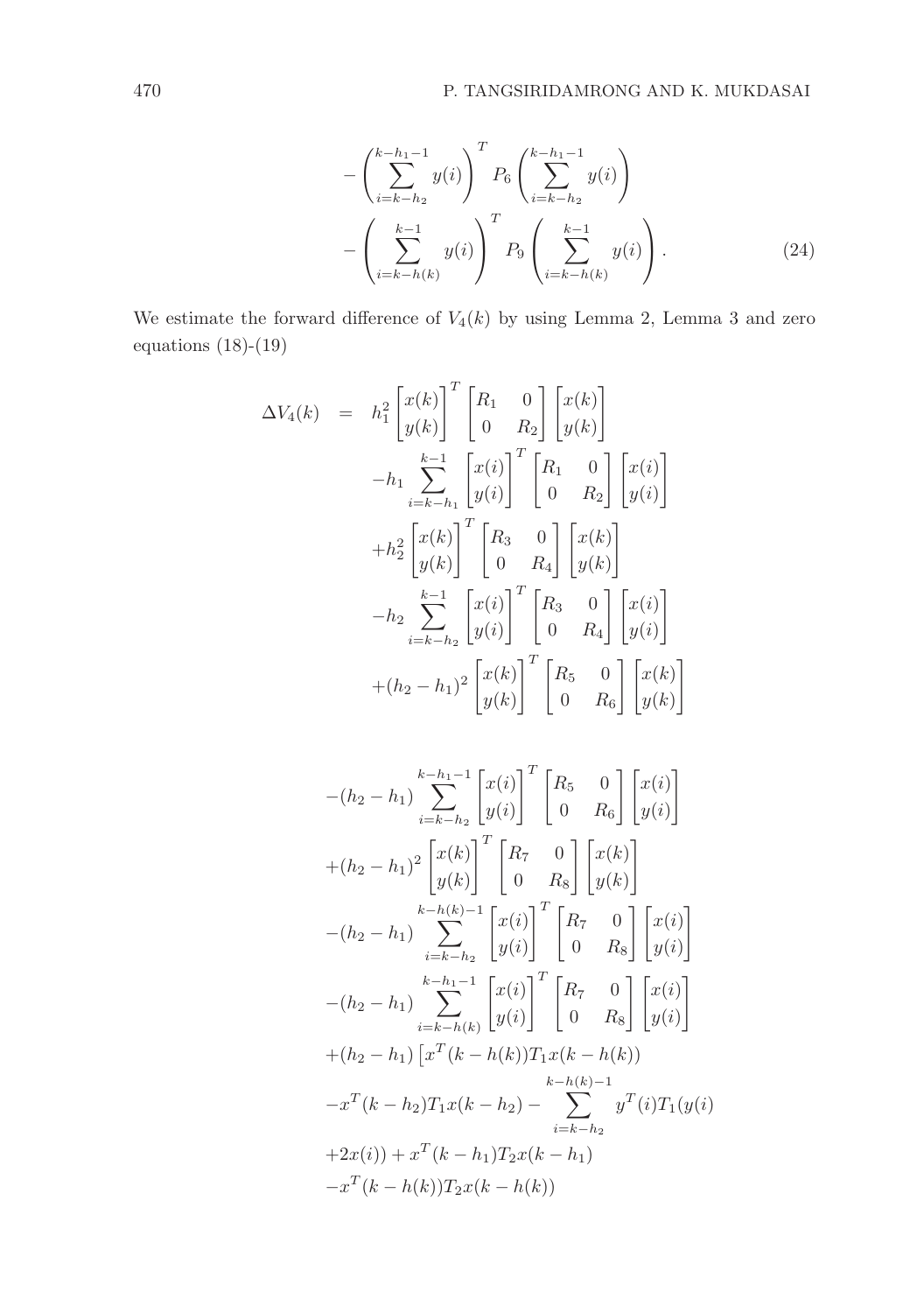$$
-\left(\sum_{i=k-h_2}^{k-h_1-1} y(i)\right)^T P_6 \left(\sum_{i=k-h_2}^{k-h_1-1} y(i)\right)
$$

$$
-\left(\sum_{i=k-h(k)}^{k-1} y(i)\right)^T P_9 \left(\sum_{i=k-h(k)}^{k-1} y(i)\right). \tag{24}
$$

We estimate the forward difference of $V_4(k)$ by using Lemma 2, Lemma 3 and zero equations (18)-(19)

$$
\begin{aligned}
\Delta V_4(k) \;=\;& h_1^2 \begin{bmatrix} x(k) \\ y(k) \end{bmatrix}^T \begin{bmatrix} R_1 & 0 \\ 0 & R_2 \end{bmatrix} \begin{bmatrix} x(k) \\ y(k) \end{bmatrix} \\
& - h_1 \sum_{i=k-h_1}^{k-1} \begin{bmatrix} x(i) \\ y(i) \end{bmatrix}^T \begin{bmatrix} R_1 & 0 \\ 0 & R_2 \end{bmatrix} \begin{bmatrix} x(i) \\ y(i) \end{bmatrix} \\
& + h_2^2 \begin{bmatrix} x(k) \\ y(k) \end{bmatrix}^T \begin{bmatrix} R_3 & 0 \\ 0 & R_4 \end{bmatrix} \begin{bmatrix} x(k) \\ y(k) \end{bmatrix} \\
& - h_2 \sum_{i=k-h_2}^{k-1} \begin{bmatrix} x(i) \\ y(i) \end{bmatrix}^T \begin{bmatrix} R_3 & 0 \\ 0 & R_4 \end{bmatrix} \begin{bmatrix} x(i) \\ y(i) \end{bmatrix} \\
& + (h_2-h_1)^2 \begin{bmatrix} x(k) \\ y(k) \end{bmatrix}^T \begin{bmatrix} R_5 & 0 \\ 0 & R_6 \end{bmatrix} \begin{bmatrix} x(k) \\ y(k) \end{bmatrix}
\end{aligned}
$$

$$
\begin{aligned}
& - (h_2-h_1) \sum_{i=k-h_2}^{k-h_1-1} \begin{bmatrix} x(i) \\ y(i) \end{bmatrix}^T \begin{bmatrix} R_5 & 0 \\ 0 & R_6 \end{bmatrix} \begin{bmatrix} x(i) \\ y(i) \end{bmatrix} \\
& + (h_2-h_1)^2 \begin{bmatrix} x(k) \\ y(k) \end{bmatrix}^T \begin{bmatrix} R_7 & 0 \\ 0 & R_8 \end{bmatrix} \begin{bmatrix} x(k) \\ y(k) \end{bmatrix} \\
& - (h_2-h_1) \sum_{i=k-h_2}^{k-h(k)-1} \begin{bmatrix} x(i) \\ y(i) \end{bmatrix}^T \begin{bmatrix} R_7 & 0 \\ 0 & R_8 \end{bmatrix} \begin{bmatrix} x(i) \\ y(i) \end{bmatrix} \\
& - (h_2-h_1) \sum_{i=k-h(k)}^{k-h_1-1} \begin{bmatrix} x(i) \\ y(i) \end{bmatrix}^T \begin{bmatrix} R_7 & 0 \\ 0 & R_8 \end{bmatrix} \begin{bmatrix} x(i) \\ y(i) \end{bmatrix} \\
& + (h_2-h_1) \left[ x^T(k-h(k)) T_1 x(k-h(k)) \right. \\
& - x^T(k-h_2) T_1 x(k-h_2) - \sum_{i=k-h_2}^{k-h(k)-1} y^T(i) T_1 (y(i) \\
& + 2x(i)) + x^T(k-h_1) T_2 x(k-h_1) \\
& - x^T(k-h(k)) T_2 x(k-h(k))
\end{aligned}
$$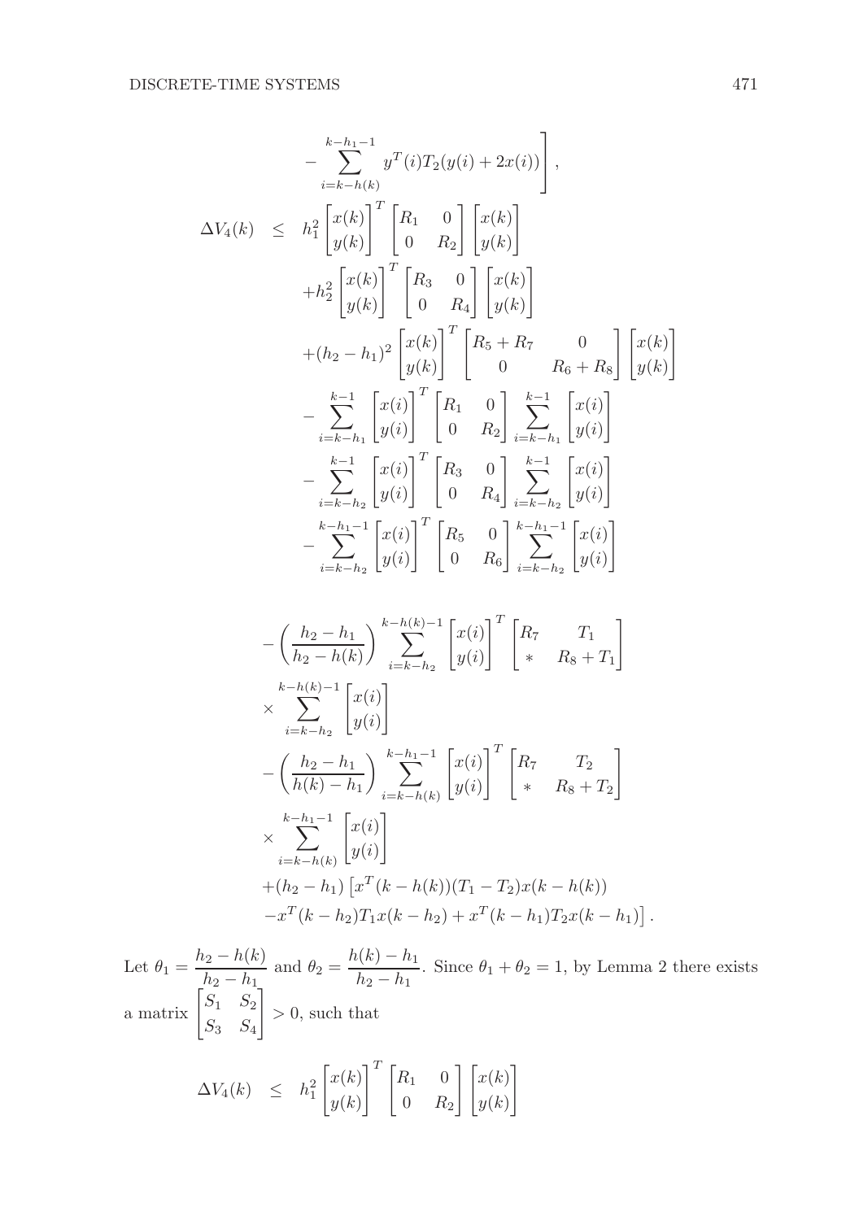$$
- \sum_{i=k-h(k)}^{k-h_1-1} y^T(i) T_2 (y(i) + 2x(i)) \Bigg],
$$

$$
\begin{aligned}
\Delta V_4(k) \quad \leq \quad & h_1^2 \begin{bmatrix} x(k) \\ y(k) \end{bmatrix}^T \begin{bmatrix} R_1 & 0 \\ 0 & R_2 \end{bmatrix} \begin{bmatrix} x(k) \\ y(k) \end{bmatrix} \\
& + h_2^2 \begin{bmatrix} x(k) \\ y(k) \end{bmatrix}^T \begin{bmatrix} R_3 & 0 \\ 0 & R_4 \end{bmatrix} \begin{bmatrix} x(k) \\ y(k) \end{bmatrix} \\
& + (h_2 - h_1)^2 \begin{bmatrix} x(k) \\ y(k) \end{bmatrix}^T \begin{bmatrix} R_5 + R_7 & 0 \\ 0 & R_6 + R_8 \end{bmatrix} \begin{bmatrix} x(k) \\ y(k) \end{bmatrix} \\
& - \sum_{i=k-h_1}^{k-1} \begin{bmatrix} x(i) \\ y(i) \end{bmatrix}^T \begin{bmatrix} R_1 & 0 \\ 0 & R_2 \end{bmatrix} \sum_{i=k-h_1}^{k-1} \begin{bmatrix} x(i) \\ y(i) \end{bmatrix} \\
& - \sum_{i=k-h_2}^{k-1} \begin{bmatrix} x(i) \\ y(i) \end{bmatrix}^T \begin{bmatrix} R_3 & 0 \\ 0 & R_4 \end{bmatrix} \sum_{i=k-h_2}^{k-1} \begin{bmatrix} x(i) \\ y(i) \end{bmatrix} \\
& - \sum_{i=k-h_2}^{k-h_1-1} \begin{bmatrix} x(i) \\ y(i) \end{bmatrix}^T \begin{bmatrix} R_5 & 0 \\ 0 & R_6 \end{bmatrix} \sum_{i=k-h_2}^{k-h_1-1} \begin{bmatrix} x(i) \\ y(i) \end{bmatrix}
\end{aligned}
$$

$$
\begin{aligned}
& - \left( \frac{h_2 - h_1}{h_2 - h(k)} \right) \sum_{i=k-h_2}^{k-h(k)-1} \begin{bmatrix} x(i) \\ y(i) \end{bmatrix}^T \begin{bmatrix} R_7 & T_1 \\ * & R_8 + T_1 \end{bmatrix} \\
& \times \sum_{i=k-h_2}^{k-h(k)-1} \begin{bmatrix} x(i) \\ y(i) \end{bmatrix} \\
& - \left( \frac{h_2 - h_1}{h(k) - h_1} \right) \sum_{i=k-h(k)}^{k-h_1-1} \begin{bmatrix} x(i) \\ y(i) \end{bmatrix}^T \begin{bmatrix} R_7 & T_2 \\ * & R_8 + T_2 \end{bmatrix} \\
& \times \sum_{i=k-h(k)}^{k-h_1-1} \begin{bmatrix} x(i) \\ y(i) \end{bmatrix} \\
& + (h_2 - h_1) \left[ x^T(k - h(k))(T_1 - T_2) x(k - h(k)) \right. \\
& \left. - x^T(k - h_2) T_1 x(k - h_2) + x^T(k - h_1) T_2 x(k - h_1) \right].
\end{aligned}
$$

Let $\theta_1 = \dfrac{h_2 - h(k)}{h_2 - h_1}$ and $\theta_2 = \dfrac{h(k) - h_1}{h_2 - h_1}$. Since $\theta_1 + \theta_2 = 1$, by Lemma 2 there exists a matrix $\begin{bmatrix} S_1 & S_2 \\ S_3 & S_4 \end{bmatrix} > 0$, such that

$$
\Delta V_4(k) \quad \leq \quad h_1^2 \begin{bmatrix} x(k) \\ y(k) \end{bmatrix}^T \begin{bmatrix} R_1 & 0 \\ 0 & R_2 \end{bmatrix} \begin{bmatrix} x(k) \\ y(k) \end{bmatrix}
$$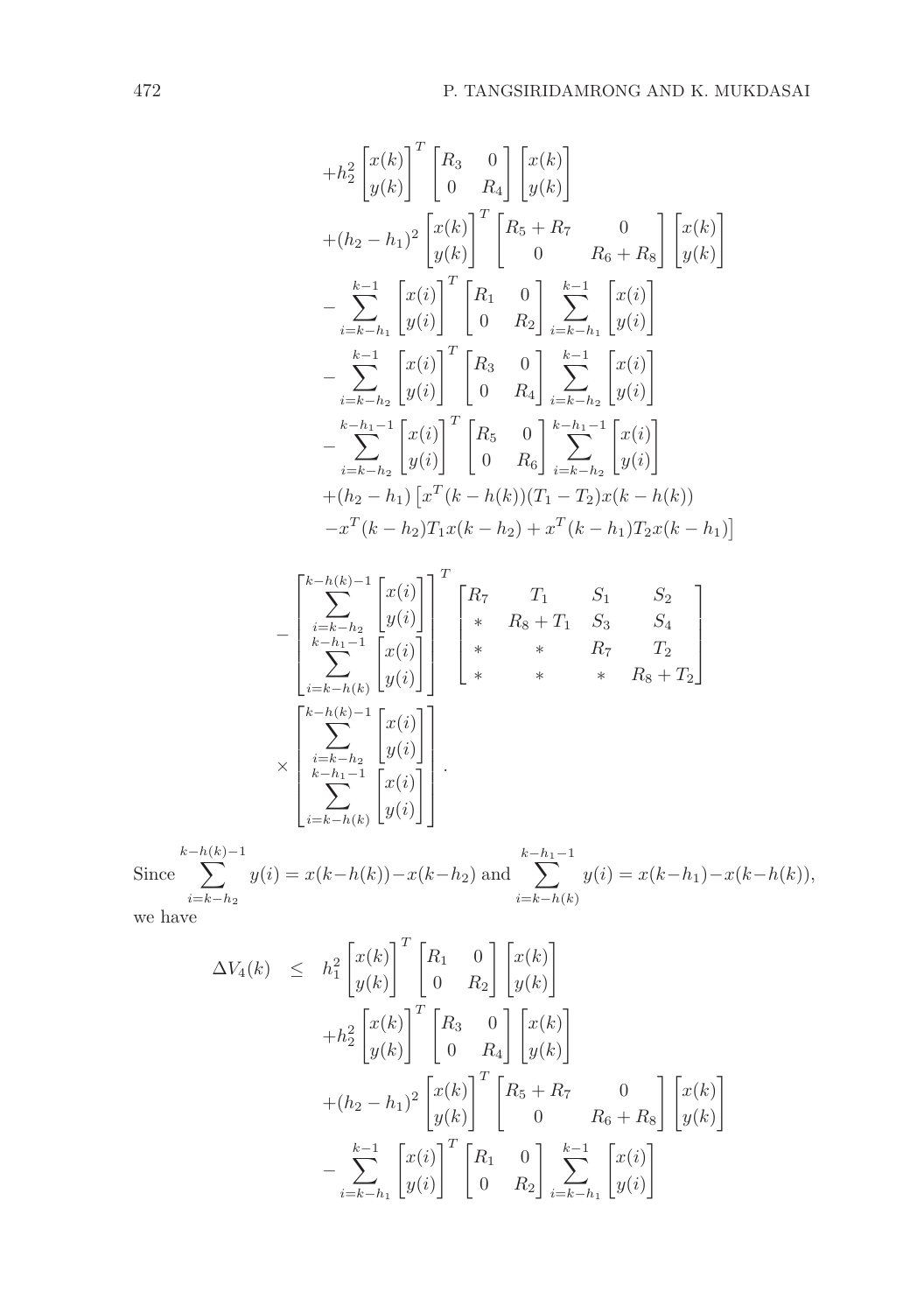$$
\begin{aligned}
&+h_2^2 \begin{bmatrix} x(k) \\ y(k) \end{bmatrix}^T \begin{bmatrix} R_3 & 0 \\ 0 & R_4 \end{bmatrix} \begin{bmatrix} x(k) \\ y(k) \end{bmatrix} \\
&+(h_2 - h_1)^2 \begin{bmatrix} x(k) \\ y(k) \end{bmatrix}^T \begin{bmatrix} R_5 + R_7 & 0 \\ 0 & R_6 + R_8 \end{bmatrix} \begin{bmatrix} x(k) \\ y(k) \end{bmatrix} \\
&- \sum_{i=k-h_1}^{k-1} \begin{bmatrix} x(i) \\ y(i) \end{bmatrix}^T \begin{bmatrix} R_1 & 0 \\ 0 & R_2 \end{bmatrix} \sum_{i=k-h_1}^{k-1} \begin{bmatrix} x(i) \\ y(i) \end{bmatrix} \\
&- \sum_{i=k-h_2}^{k-1} \begin{bmatrix} x(i) \\ y(i) \end{bmatrix}^T \begin{bmatrix} R_3 & 0 \\ 0 & R_4 \end{bmatrix} \sum_{i=k-h_2}^{k-1} \begin{bmatrix} x(i) \\ y(i) \end{bmatrix} \\
&- \sum_{i=k-h_2}^{k-h_1-1} \begin{bmatrix} x(i) \\ y(i) \end{bmatrix}^T \begin{bmatrix} R_5 & 0 \\ 0 & R_6 \end{bmatrix} \sum_{i=k-h_2}^{k-h_1-1} \begin{bmatrix} x(i) \\ y(i) \end{bmatrix} \\
&+(h_2 - h_1) \left[ x^T(k-h(k))(T_1 - T_2)x(k-h(k)) \right. \\
&\left. -x^T(k-h_2)T_1 x(k-h_2) + x^T(k-h_1)T_2 x(k-h_1) \right]
\end{aligned}
$$

$$
\begin{aligned}
&- \begin{bmatrix} \sum_{i=k-h_2}^{k-h(k)-1} \begin{bmatrix} x(i) \\ y(i) \end{bmatrix} \\ \sum_{i=k-h(k)}^{k-h_1-1} \begin{bmatrix} x(i) \\ y(i) \end{bmatrix} \end{bmatrix}^T \begin{bmatrix} R_7 & T_1 & S_1 & S_2 \\ * & R_8 + T_1 & S_3 & S_4 \\ * & * & R_7 & T_2 \\ * & * & * & R_8 + T_2 \end{bmatrix} \\
&\times \begin{bmatrix} \sum_{i=k-h_2}^{k-h(k)-1} \begin{bmatrix} x(i) \\ y(i) \end{bmatrix} \\ \sum_{i=k-h(k)}^{k-h_1-1} \begin{bmatrix} x(i) \\ y(i) \end{bmatrix} \end{bmatrix}.
\end{aligned}
$$

Since $\sum_{i=k-h_2}^{k-h(k)-1} y(i) = x(k-h(k)) - x(k-h_2)$ and $\sum_{i=k-h(k)}^{k-h_1-1} y(i) = x(k-h_1) - x(k-h(k))$, we have

$$
\begin{aligned}
\Delta V_4(k) \leq\ & h_1^2 \begin{bmatrix} x(k) \\ y(k) \end{bmatrix}^T \begin{bmatrix} R_1 & 0 \\ 0 & R_2 \end{bmatrix} \begin{bmatrix} x(k) \\ y(k) \end{bmatrix} \\
&+h_2^2 \begin{bmatrix} x(k) \\ y(k) \end{bmatrix}^T \begin{bmatrix} R_3 & 0 \\ 0 & R_4 \end{bmatrix} \begin{bmatrix} x(k) \\ y(k) \end{bmatrix} \\
&+(h_2 - h_1)^2 \begin{bmatrix} x(k) \\ y(k) \end{bmatrix}^T \begin{bmatrix} R_5 + R_7 & 0 \\ 0 & R_6 + R_8 \end{bmatrix} \begin{bmatrix} x(k) \\ y(k) \end{bmatrix} \\
&- \sum_{i=k-h_1}^{k-1} \begin{bmatrix} x(i) \\ y(i) \end{bmatrix}^T \begin{bmatrix} R_1 & 0 \\ 0 & R_2 \end{bmatrix} \sum_{i=k-h_1}^{k-1} \begin{bmatrix} x(i) \\ y(i) \end{bmatrix}
\end{aligned}
$$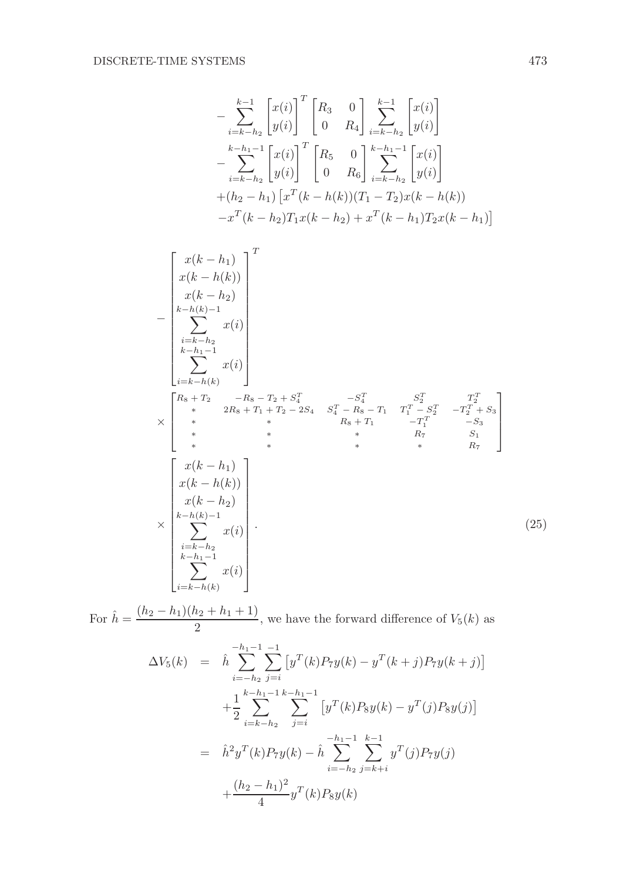$$
\begin{aligned}
&-\sum_{i=k-h_2}^{k-1}\begin{bmatrix}x(i)\\ y(i)\end{bmatrix}^T\begin{bmatrix}R_3 & 0\\ 0 & R_4\end{bmatrix}\sum_{i=k-h_2}^{k-1}\begin{bmatrix}x(i)\\ y(i)\end{bmatrix}\\
&-\sum_{i=k-h_2}^{k-h_1-1}\begin{bmatrix}x(i)\\ y(i)\end{bmatrix}^T\begin{bmatrix}R_5 & 0\\ 0 & R_6\end{bmatrix}\sum_{i=k-h_2}^{k-h_1-1}\begin{bmatrix}x(i)\\ y(i)\end{bmatrix}\\
&+(h_2-h_1)\left[x^T(k-h(k))(T_1-T_2)x(k-h(k))\right.\\
&\left.-x^T(k-h_2)T_1x(k-h_2)+x^T(k-h_1)T_2x(k-h_1)\right]
\end{aligned}
$$

$$
\begin{aligned}
&-\begin{bmatrix}x(k-h_1)\\ x(k-h(k))\\ x(k-h_2)\\ \displaystyle\sum_{i=k-h_2}^{k-h(k)-1}x(i)\\ \displaystyle\sum_{i=k-h(k)}^{k-h_1-1}x(i)\end{bmatrix}^T\\
&\times\begin{bmatrix}R_8+T_2 & -R_8-T_2+S_4^T & -S_4^T & S_2^T & T_2^T\\ * & 2R_8+T_1+T_2-2S_4 & S_4^T-R_8-T_1 & T_1^T-S_2^T & -T_2^T+S_3\\ * & * & R_8+T_1 & -T_1^T & -S_3\\ * & * & * & R_7 & S_1\\ * & * & * & * & R_7\end{bmatrix}\\
&\times\begin{bmatrix}x(k-h_1)\\ x(k-h(k))\\ x(k-h_2)\\ \displaystyle\sum_{i=k-h_2}^{k-h(k)-1}x(i)\\ \displaystyle\sum_{i=k-h(k)}^{k-h_1-1}x(i)\end{bmatrix}.
\end{aligned}
\tag{25}
$$

For $\hat{h}=\dfrac{(h_2-h_1)(h_2+h_1+1)}{2}$, we have the forward difference of $V_5(k)$ as

$$
\begin{aligned}
\Delta V_5(k) &= \hat{h}\sum_{i=-h_2}^{-h_1-1}\sum_{j=i}^{-1}\left[y^T(k)P_7y(k)-y^T(k+j)P_7y(k+j)\right]\\
&\quad+\frac{1}{2}\sum_{i=k-h_2}^{k-h_1-1}\sum_{j=i}^{k-h_1-1}\left[y^T(k)P_8y(k)-y^T(j)P_8y(j)\right]\\
&= \hat{h}^2y^T(k)P_7y(k)-\hat{h}\sum_{i=-h_2}^{-h_1-1}\sum_{j=k+i}^{k-1}y^T(j)P_7y(j)\\
&\quad+\frac{(h_2-h_1)^2}{4}y^T(k)P_8y(k)
\end{aligned}
$$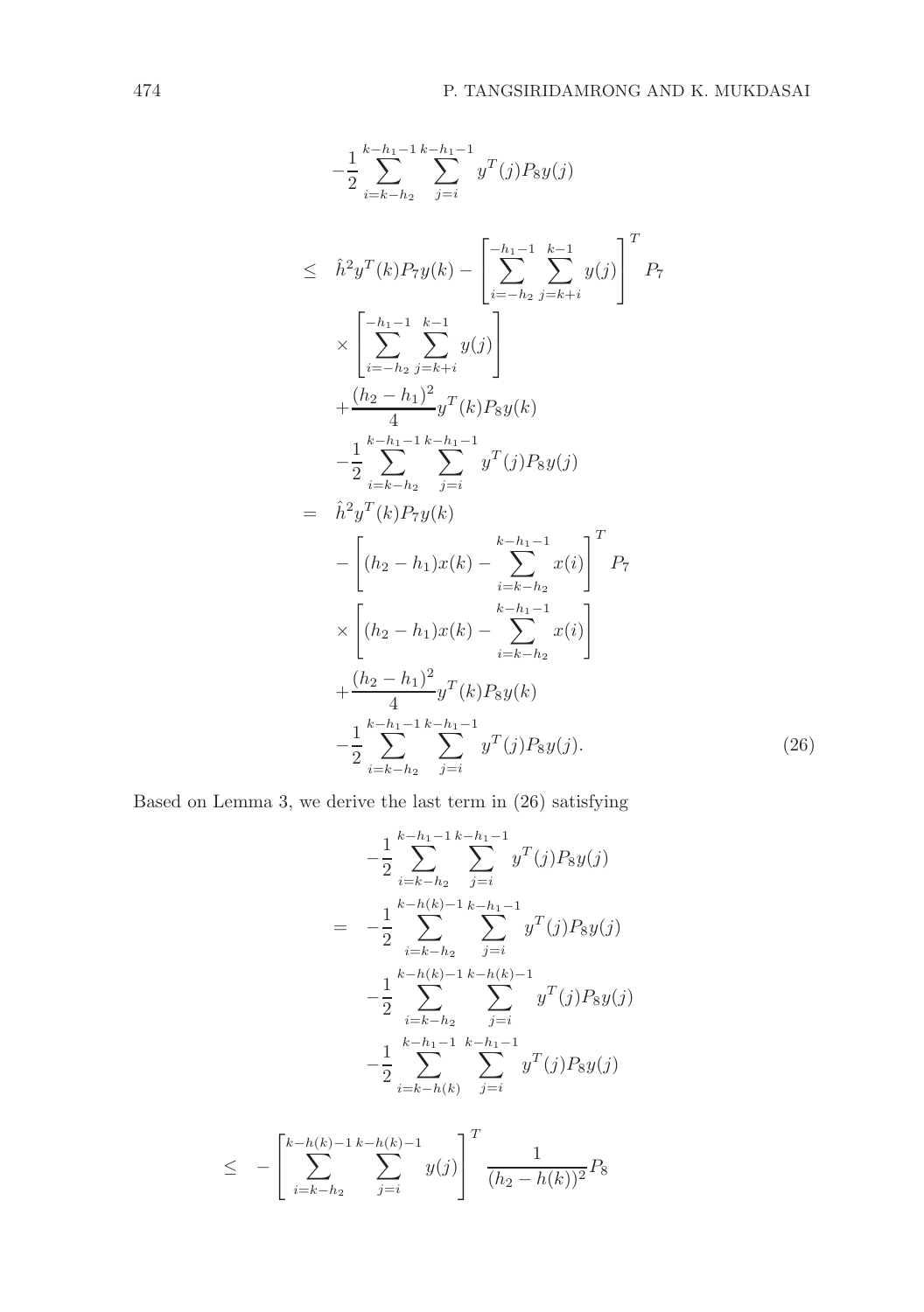$$
\begin{aligned}
& -\frac{1}{2}\sum_{i=k-h_2}^{k-h_1-1}\sum_{j=i}^{k-h_1-1} y^T(j)P_8 y(j) \\
\leq\ & \hat{h}^2 y^T(k)P_7 y(k) - \left[\sum_{i=-h_2}^{-h_1-1}\sum_{j=k+i}^{k-1} y(j)\right]^T P_7 \\
& \times \left[\sum_{i=-h_2}^{-h_1-1}\sum_{j=k+i}^{k-1} y(j)\right] \\
& + \frac{(h_2-h_1)^2}{4} y^T(k)P_8 y(k) \\
& - \frac{1}{2}\sum_{i=k-h_2}^{k-h_1-1}\sum_{j=i}^{k-h_1-1} y^T(j)P_8 y(j) \\
=\ & \hat{h}^2 y^T(k)P_7 y(k) \\
& - \left[(h_2-h_1)x(k) - \sum_{i=k-h_2}^{k-h_1-1} x(i)\right]^T P_7 \\
& \times \left[(h_2-h_1)x(k) - \sum_{i=k-h_2}^{k-h_1-1} x(i)\right] \\
& + \frac{(h_2-h_1)^2}{4} y^T(k)P_8 y(k) \\
& - \frac{1}{2}\sum_{i=k-h_2}^{k-h_1-1}\sum_{j=i}^{k-h_1-1} y^T(j)P_8 y(j).
\end{aligned} \tag{26}
$$

Based on Lemma 3, we derive the last term in (26) satisfying

$$
\begin{aligned}
& -\frac{1}{2}\sum_{i=k-h_2}^{k-h_1-1}\sum_{j=i}^{k-h_1-1} y^T(j)P_8 y(j) \\
=\ & -\frac{1}{2}\sum_{i=k-h_2}^{k-h(k)-1}\sum_{j=i}^{k-h_1-1} y^T(j)P_8 y(j) \\
& -\frac{1}{2}\sum_{i=k-h_2}^{k-h(k)-1}\sum_{j=i}^{k-h(k)-1} y^T(j)P_8 y(j) \\
& -\frac{1}{2}\sum_{i=k-h(k)}^{k-h_1-1}\sum_{j=i}^{k-h_1-1} y^T(j)P_8 y(j)
\end{aligned}
$$

$$
\leq\ - \left[\sum_{i=k-h_2}^{k-h(k)-1}\sum_{j=i}^{k-h(k)-1} y(j)\right]^T \frac{1}{(h_2-h(k))^2} P_8
$$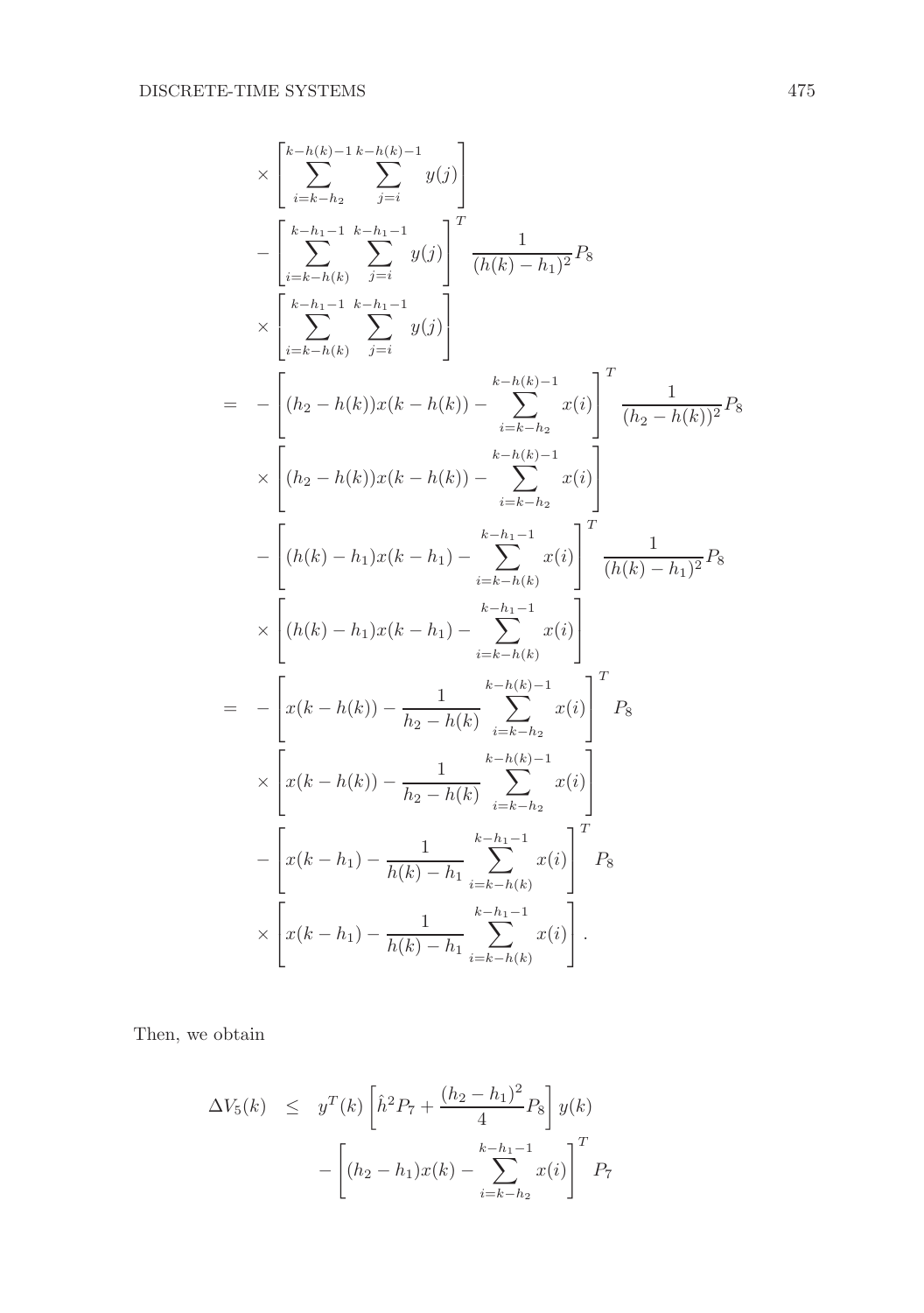$$
\begin{aligned}
&\times \left[\sum_{i=k-h_2}^{k-h(k)-1} \sum_{j=i}^{k-h(k)-1} y(j)\right] \\
&- \left[\sum_{i=k-h(k)}^{k-h_1-1} \sum_{j=i}^{k-h_1-1} y(j)\right]^T \frac{1}{(h(k)-h_1)^2} P_8 \\
&\times \left[\sum_{i=k-h(k)}^{k-h_1-1} \sum_{j=i}^{k-h_1-1} y(j)\right] \\
= &- \left[(h_2 - h(k))x(k-h(k)) - \sum_{i=k-h_2}^{k-h(k)-1} x(i)\right]^T \frac{1}{(h_2 - h(k))^2} P_8 \\
&\times \left[(h_2 - h(k))x(k-h(k)) - \sum_{i=k-h_2}^{k-h(k)-1} x(i)\right] \\
&- \left[(h(k) - h_1)x(k-h_1) - \sum_{i=k-h(k)}^{k-h_1-1} x(i)\right]^T \frac{1}{(h(k)-h_1)^2} P_8 \\
&\times \left[(h(k) - h_1)x(k-h_1) - \sum_{i=k-h(k)}^{k-h_1-1} x(i)\right] \\
= &- \left[x(k-h(k)) - \frac{1}{h_2 - h(k)} \sum_{i=k-h_2}^{k-h(k)-1} x(i)\right]^T P_8 \\
&\times \left[x(k-h(k)) - \frac{1}{h_2 - h(k)} \sum_{i=k-h_2}^{k-h(k)-1} x(i)\right] \\
&- \left[x(k-h_1) - \frac{1}{h(k) - h_1} \sum_{i=k-h(k)}^{k-h_1-1} x(i)\right]^T P_8 \\
&\times \left[x(k-h_1) - \frac{1}{h(k) - h_1} \sum_{i=k-h(k)}^{k-h_1-1} x(i)\right].
\end{aligned}
$$

Then, we obtain

$$
\begin{aligned}
\Delta V_5(k) \leq\ & y^T(k) \left[\hat{h}^2 P_7 + \frac{(h_2 - h_1)^2}{4} P_8\right] y(k) \\
&- \left[(h_2 - h_1)x(k) - \sum_{i=k-h_2}^{k-h_1-1} x(i)\right]^T P_7
\end{aligned}
$$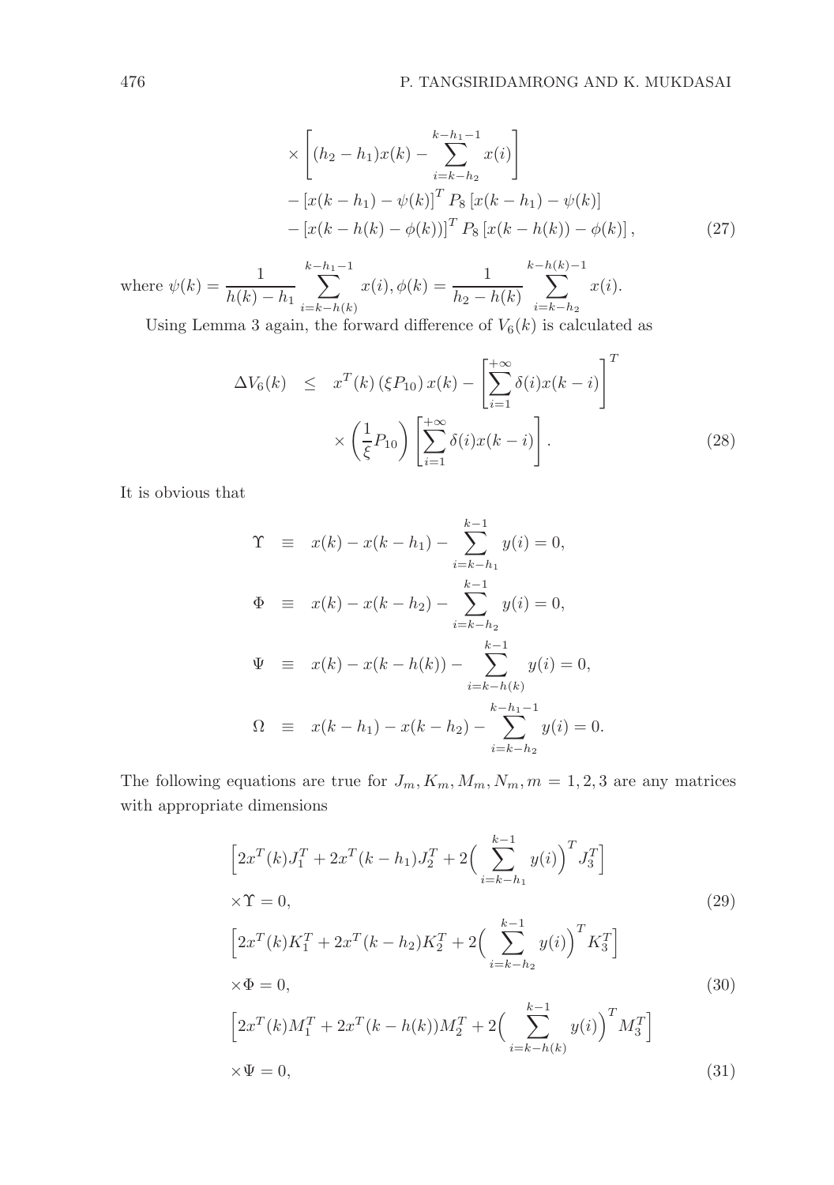$$
\begin{aligned}
&\times \left[ (h_2 - h_1) x(k) - \sum_{i=k-h_2}^{k-h_1-1} x(i) \right] \\
&- \left[ x(k-h_1) - \psi(k) \right]^T P_8 \left[ x(k-h_1) - \psi(k) \right] \\
&- \left[ x(k-h(k) - \phi(k)) \right]^T P_8 \left[ x(k-h(k)) - \phi(k) \right], \qquad (27)
\end{aligned}
$$

where $\psi(k) = \dfrac{1}{h(k) - h_1} \displaystyle\sum_{i=k-h(k)}^{k-h_1-1} x(i), \phi(k) = \dfrac{1}{h_2 - h(k)} \displaystyle\sum_{i=k-h_2}^{k-h(k)-1} x(i).$

Using Lemma 3 again, the forward difference of $V_6(k)$ is calculated as

$$
\begin{aligned}
\Delta V_6(k) \quad \leq \quad & x^T(k) \left( \xi P_{10} \right) x(k) - \left[ \sum_{i=1}^{+\infty} \delta(i) x(k-i) \right]^T \\
& \times \left( \frac{1}{\xi} P_{10} \right) \left[ \sum_{i=1}^{+\infty} \delta(i) x(k-i) \right]. \qquad (28)
\end{aligned}
$$

It is obvious that

$$
\begin{aligned}
\Upsilon \quad &\equiv \quad x(k) - x(k-h_1) - \sum_{i=k-h_1}^{k-1} y(i) = 0, \\
\Phi \quad &\equiv \quad x(k) - x(k-h_2) - \sum_{i=k-h_2}^{k-1} y(i) = 0, \\
\Psi \quad &\equiv \quad x(k) - x(k-h(k)) - \sum_{i=k-h(k)}^{k-1} y(i) = 0, \\
\Omega \quad &\equiv \quad x(k-h_1) - x(k-h_2) - \sum_{i=k-h_2}^{k-h_1-1} y(i) = 0.
\end{aligned}
$$

The following equations are true for $J_m, K_m, M_m, N_m, m = 1,2,3$ are any matrices with appropriate dimensions

$$
\begin{aligned}
&\Big[ 2x^T(k) J_1^T + 2x^T(k-h_1) J_2^T + 2\Big( \sum_{i=k-h_1}^{k-1} y(i) \Big)^T J_3^T \Big] \\
&\times \Upsilon = 0, \qquad (29) \\
&\Big[ 2x^T(k) K_1^T + 2x^T(k-h_2) K_2^T + 2\Big( \sum_{i=k-h_2}^{k-1} y(i) \Big)^T K_3^T \Big] \\
&\times \Phi = 0, \qquad (30) \\
&\Big[ 2x^T(k) M_1^T + 2x^T(k-h(k)) M_2^T + 2\Big( \sum_{i=k-h(k)}^{k-1} y(i) \Big)^T M_3^T \Big] \\
&\times \Psi = 0, \qquad (31)
\end{aligned}
$$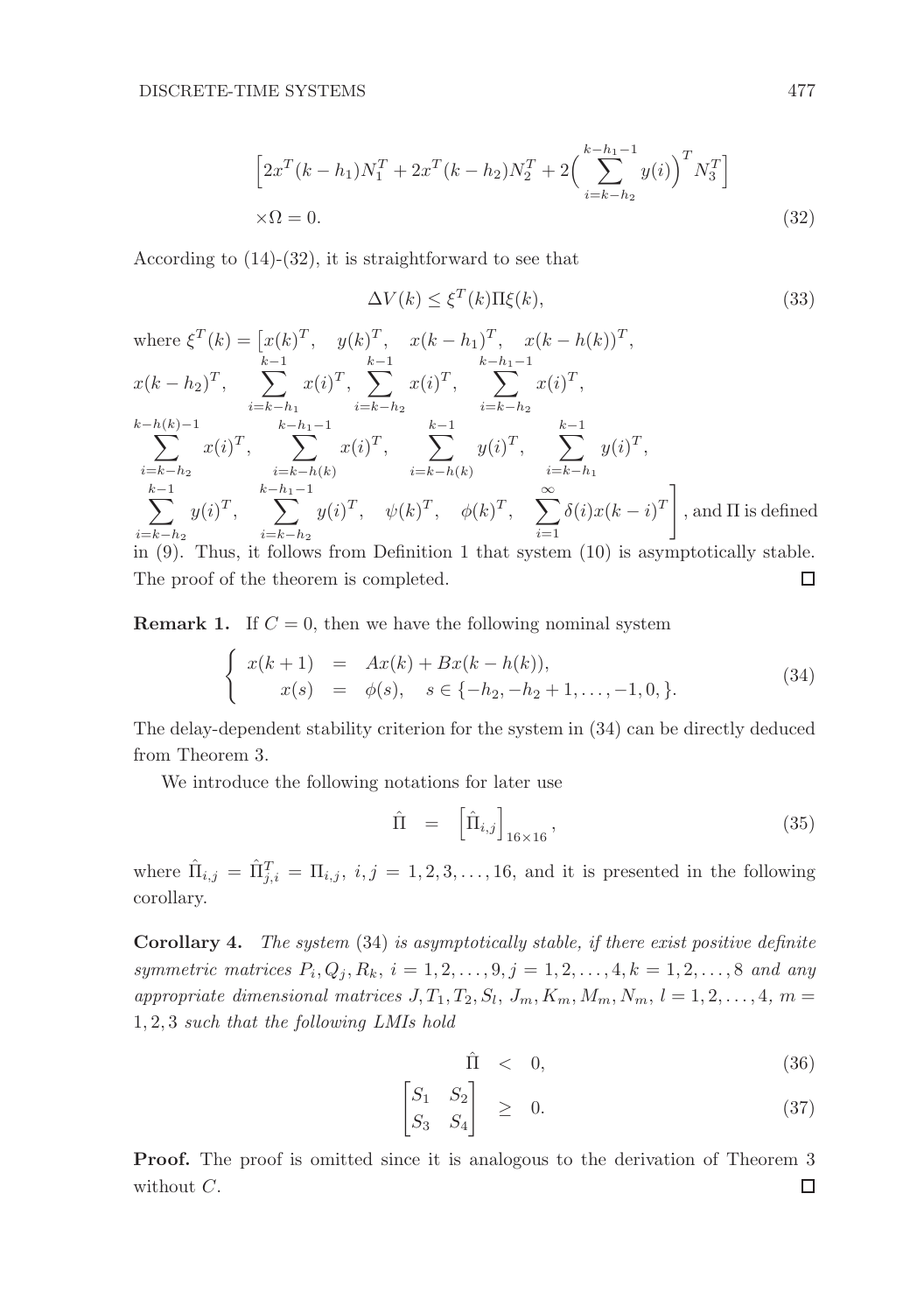$$
\begin{aligned}
&\Big[2x^T(k-h_1)N_1^T + 2x^T(k-h_2)N_2^T + 2\Big(\sum_{i=k-h_2}^{k-h_1-1} y(i)\Big)^T N_3^T\Big] \\
&\times \Omega = 0.
\end{aligned} \tag{32}
$$

According to (14)-(32), it is straightforward to see that

$$
\Delta V(k) \leq \xi^T(k)\Pi\xi(k), \tag{33}
$$

where $\xi^T(k) = \Big[x(k)^T, \quad y(k)^T, \quad x(k-h_1)^T, \quad x(k-h(k))^T,$
$x(k-h_2)^T, \quad \sum_{i=k-h_1}^{k-1} x(i)^T, \sum_{i=k-h_2}^{k-1} x(i)^T, \quad \sum_{i=k-h_2}^{k-h_1-1} x(i)^T,$
$\sum_{i=k-h_2}^{k-h(k)-1} x(i)^T, \quad \sum_{i=k-h(k)}^{k-h_1-1} x(i)^T, \quad \sum_{i=k-h(k)}^{k-1} y(i)^T, \quad \sum_{i=k-h_1}^{k-1} y(i)^T,$
$\sum_{i=k-h_2}^{k-1} y(i)^T, \quad \sum_{i=k-h_2}^{k-h_1-1} y(i)^T, \quad \psi(k)^T, \quad \phi(k)^T, \quad \sum_{i=1}^{\infty} \delta(i)x(k-i)^T\Big]$, and $\Pi$ is defined in (9). Thus, it follows from Definition 1 that system (10) is asymptotically stable. The proof of the theorem is completed. $\square$

**Remark 1.** If $C = 0$, then we have the following nominal system

$$
\begin{cases}
x(k+1) &= Ax(k) + Bx(k-h(k)), \\
x(s) &= \phi(s), \quad s \in \{-h_2, -h_2+1, \ldots, -1, 0, \}.
\end{cases} \tag{34}
$$

The delay-dependent stability criterion for the system in (34) can be directly deduced from Theorem 3.

We introduce the following notations for later use

$$
\hat{\Pi} \;\; = \;\; \Big[\hat{\Pi}_{i,j}\Big]_{16\times 16}, \tag{35}
$$

where $\hat{\Pi}_{i,j} = \hat{\Pi}_{j,i}^T = \Pi_{i,j},\ i,j = 1,2,3,\ldots,16$, and it is presented in the following corollary.

**Corollary 4.** *The system* (34) *is asymptotically stable, if there exist positive definite symmetric matrices* $P_i, Q_j, R_k,\ i = 1,2,\ldots,9, j = 1,2,\ldots,4, k = 1,2,\ldots,8$ *and any appropriate dimensional matrices* $J, T_1, T_2, S_l,\ J_m, K_m, M_m, N_m,\ l = 1,2,\ldots,4,\ m = 1,2,3$ *such that the following LMIs hold*

$$
\hat{\Pi} \;\; < \;\; 0, \tag{36}
$$

$$
\begin{bmatrix} S_1 & S_2 \\ S_3 & S_4 \end{bmatrix} \;\; \geq \;\; 0. \tag{37}
$$

**Proof.** The proof is omitted since it is analogous to the derivation of Theorem 3 without $C$. $\square$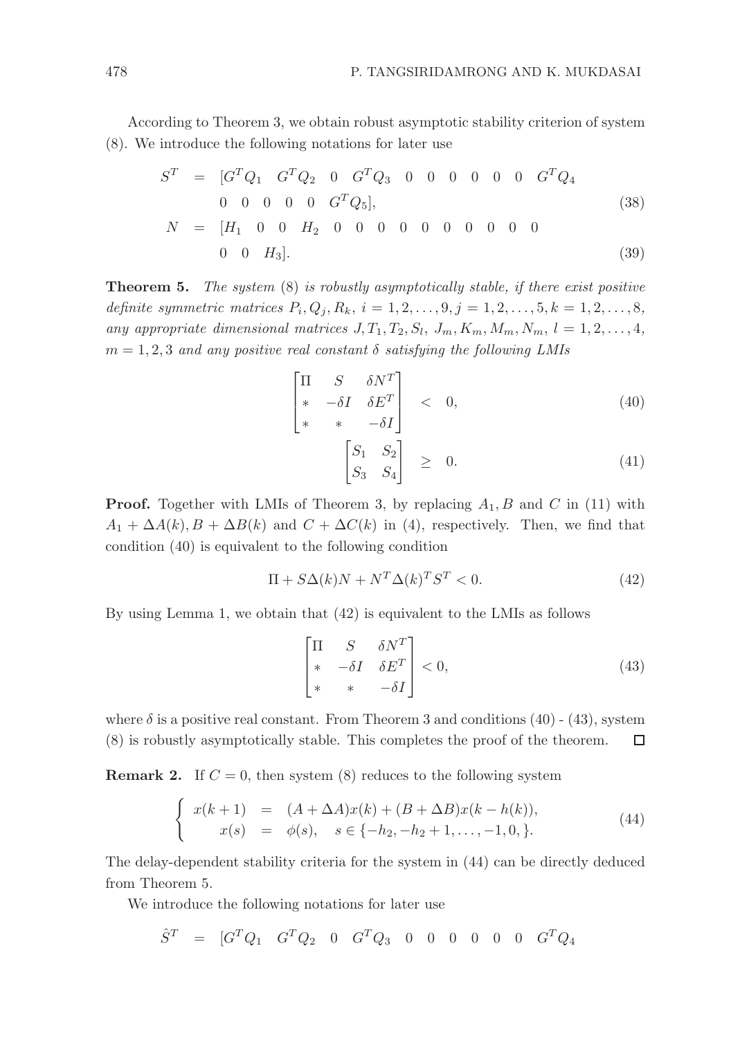According to Theorem 3, we obtain robust asymptotic stability criterion of system (8). We introduce the following notations for later use

$$
\begin{aligned}
S^T &= [G^TQ_1 \quad G^TQ_2 \quad 0 \quad G^TQ_3 \quad 0 \quad 0 \quad 0 \quad 0 \quad 0 \quad 0 \quad G^TQ_4 \\
&\quad\; 0 \quad 0 \quad 0 \quad 0 \quad 0 \quad G^TQ_5], \qquad (38)\\
N &= [H_1 \quad 0 \quad 0 \quad H_2 \quad 0 \quad 0 \quad 0 \quad 0 \quad 0 \quad 0 \quad 0 \quad 0 \quad 0 \quad 0 \\
&\quad\; 0 \quad 0 \quad H_3]. \qquad (39)
\end{aligned}
$$

**Theorem 5.** *The system* (8) *is robustly asymptotically stable, if there exist positive definite symmetric matrices* $P_i, Q_j, R_k$, $i = 1, 2, \ldots, 9, j = 1, 2, \ldots, 5, k = 1, 2, \ldots, 8$, *any appropriate dimensional matrices* $J, T_1, T_2, S_l$, $J_m, K_m, M_m, N_m$, $l = 1, 2, \ldots, 4$, $m = 1, 2, 3$ *and any positive real constant* $\delta$ *satisfying the following LMIs*

$$
\begin{bmatrix} \Pi & S & \delta N^T \\ * & -\delta I & \delta E^T \\ * & * & -\delta I \end{bmatrix} < 0, \qquad (40)
$$

$$
\begin{bmatrix} S_1 & S_2 \\ S_3 & S_4 \end{bmatrix} \geq 0. \qquad (41)
$$

**Proof.** Together with LMIs of Theorem 3, by replacing $A_1, B$ and $C$ in (11) with $A_1 + \Delta A(k), B + \Delta B(k)$ and $C + \Delta C(k)$ in (4), respectively. Then, we find that condition (40) is equivalent to the following condition

$$
\Pi + S\Delta(k)N + N^T\Delta(k)^TS^T < 0. \qquad (42)
$$

By using Lemma 1, we obtain that (42) is equivalent to the LMIs as follows

$$
\begin{bmatrix} \Pi & S & \delta N^T \\ * & -\delta I & \delta E^T \\ * & * & -\delta I \end{bmatrix} < 0, \qquad (43)
$$

where $\delta$ is a positive real constant. From Theorem 3 and conditions (40) - (43), system (8) is robustly asymptotically stable. This completes the proof of the theorem. □

**Remark 2.** If $C = 0$, then system (8) reduces to the following system

$$
\left\{ \begin{array}{rcl} x(k+1) &=& (A + \Delta A)x(k) + (B + \Delta B)x(k - h(k)), \\ x(s) &=& \phi(s), \quad s \in \{-h_2, -h_2 + 1, \ldots, -1, 0, \}. \end{array} \right. \qquad (44)
$$

The delay-dependent stability criteria for the system in (44) can be directly deduced from Theorem 5.

We introduce the following notations for later use

$$
\hat{S}^T = [G^TQ_1 \quad G^TQ_2 \quad 0 \quad G^TQ_3 \quad 0 \quad 0 \quad 0 \quad 0 \quad 0 \quad 0 \quad G^TQ_4
$$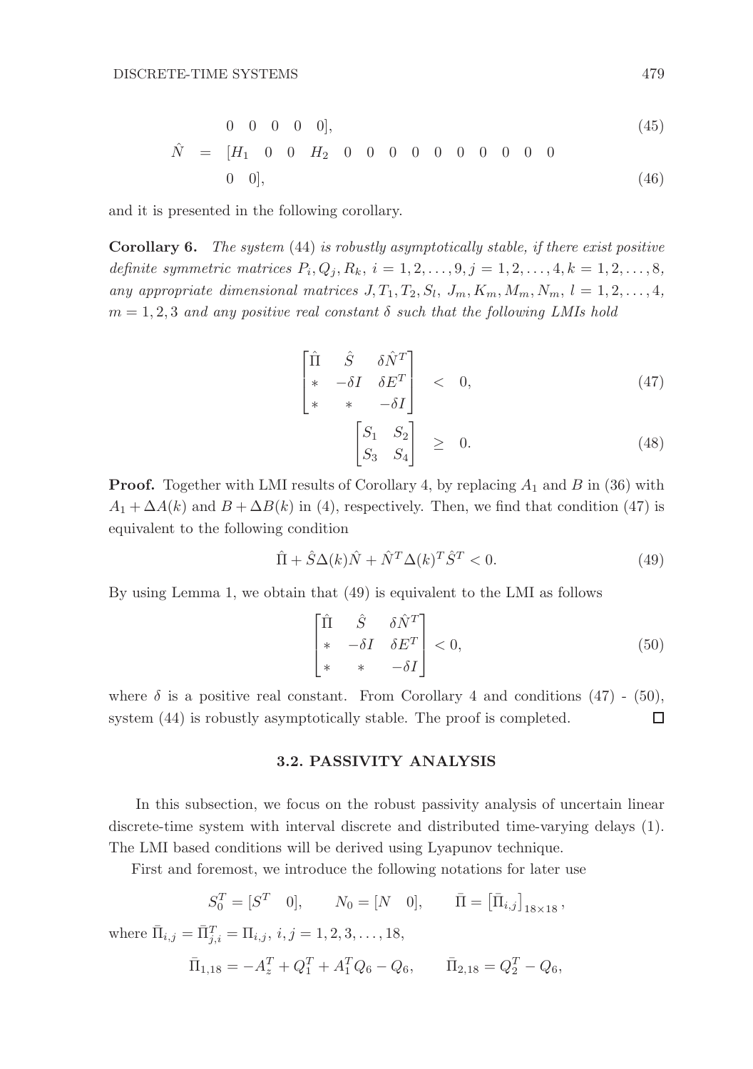$$
\begin{aligned}
& \quad\quad 0 \quad 0 \quad 0 \quad 0 \quad 0], && (45)\\
\hat{N} \;&=\; [H_1 \quad 0 \quad 0 \quad H_2 \quad 0 \quad 0 \quad 0 \quad 0 \quad 0 \quad 0 \quad 0 \quad 0 \quad 0 \quad 0 \\
& \quad\quad 0 \quad 0], && (46)
\end{aligned}
$$

and it is presented in the following corollary.

**Corollary 6.** *The system* (44) *is robustly asymptotically stable, if there exist positive definite symmetric matrices* $P_i, Q_j, R_k,\ i = 1, 2, \ldots, 9, j = 1, 2, \ldots, 4, k = 1, 2, \ldots, 8,$ *any appropriate dimensional matrices* $J, T_1, T_2, S_l,\ J_m, K_m, M_m, N_m,\ l = 1, 2, \ldots, 4,$ $m = 1, 2, 3$ *and any positive real constant* $\delta$ *such that the following LMIs hold*

$$
\begin{bmatrix} \hat{\Pi} & \hat{S} & \delta \hat{N}^T \\ * & -\delta I & \delta E^T \\ * & * & -\delta I \end{bmatrix} < 0, \tag{47}
$$

$$
\begin{bmatrix} S_1 & S_2 \\ S_3 & S_4 \end{bmatrix} \geq 0. \tag{48}
$$

**Proof.** Together with LMI results of Corollary 4, by replacing $A_1$ and $B$ in (36) with $A_1 + \Delta A(k)$ and $B + \Delta B(k)$ in (4), respectively. Then, we find that condition (47) is equivalent to the following condition

$$
\hat{\Pi} + \hat{S}\Delta(k)\hat{N} + \hat{N}^T \Delta(k)^T \hat{S}^T < 0. \tag{49}
$$

By using Lemma 1, we obtain that (49) is equivalent to the LMI as follows

$$
\begin{bmatrix} \hat{\Pi} & \hat{S} & \delta \hat{N}^T \\ * & -\delta I & \delta E^T \\ * & * & -\delta I \end{bmatrix} < 0, \tag{50}
$$

where $\delta$ is a positive real constant. From Corollary 4 and conditions (47) - (50), system (44) is robustly asymptotically stable. The proof is completed. □

### 3.2. PASSIVITY ANALYSIS

In this subsection, we focus on the robust passivity analysis of uncertain linear discrete-time system with interval discrete and distributed time-varying delays (1). The LMI based conditions will be derived using Lyapunov technique.

First and foremost, we introduce the following notations for later use

$$
S_0^T = [S^T \quad 0], \qquad N_0 = [N \quad 0], \qquad \bar{\Pi} = \left[\bar{\Pi}_{i,j}\right]_{18\times 18},
$$

where $\bar{\Pi}_{i,j} = \bar{\Pi}_{j,i}^T = \Pi_{i,j},\ i, j = 1, 2, 3, \ldots, 18,$

$$
\bar{\Pi}_{1,18} = -A_z^T + Q_1^T + A_1^T Q_6 - Q_6, \qquad \bar{\Pi}_{2,18} = Q_2^T - Q_6,
$$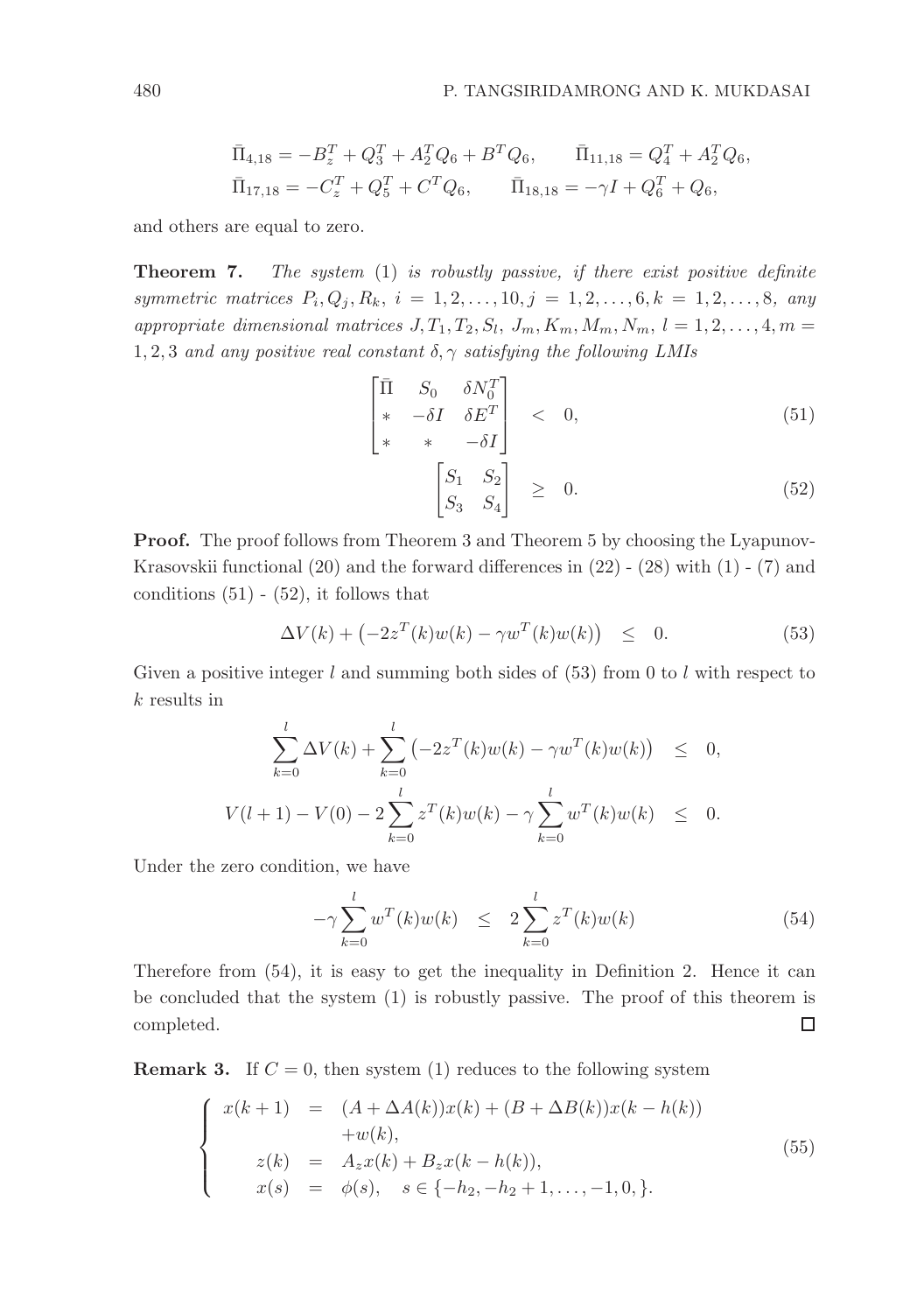$$\bar{\Pi}_{4,18} = -B_z^T + Q_3^T + A_2^T Q_6 + B^T Q_6, \qquad \bar{\Pi}_{11,18} = Q_4^T + A_2^T Q_6,$$
$$\bar{\Pi}_{17,18} = -C_z^T + Q_5^T + C^T Q_6, \qquad \bar{\Pi}_{18,18} = -\gamma I + Q_6^T + Q_6,$$

and others are equal to zero.

**Theorem 7.** *The system* (1) *is robustly passive, if there exist positive definite symmetric matrices* $P_i, Q_j, R_k$, $i = 1, 2, \ldots, 10, j = 1, 2, \ldots, 6, k = 1, 2, \ldots, 8$, *any appropriate dimensional matrices* $J, T_1, T_2, S_l$, $J_m, K_m, M_m, N_m$, $l = 1, 2, \ldots, 4, m = 1, 2, 3$ *and any positive real constant* $\delta, \gamma$ *satisfying the following LMIs*

$$\begin{bmatrix} \bar{\Pi} & S_0 & \delta N_0^T \\ * & -\delta I & \delta E^T \\ * & * & -\delta I \end{bmatrix} < 0, \tag{51}$$

$$\begin{bmatrix} S_1 & S_2 \\ S_3 & S_4 \end{bmatrix} \geq 0. \tag{52}$$

**Proof.** The proof follows from Theorem 3 and Theorem 5 by choosing the Lyapunov-Krasovskii functional (20) and the forward differences in (22) - (28) with (1) - (7) and conditions (51) - (52), it follows that

$$\Delta V(k) + \left(-2z^T(k)w(k) - \gamma w^T(k)w(k)\right) \leq 0. \tag{53}$$

Given a positive integer $l$ and summing both sides of (53) from 0 to $l$ with respect to $k$ results in

$$\sum_{k=0}^{l} \Delta V(k) + \sum_{k=0}^{l} \left(-2z^T(k)w(k) - \gamma w^T(k)w(k)\right) \leq 0,$$

$$V(l+1) - V(0) - 2\sum_{k=0}^{l} z^T(k)w(k) - \gamma \sum_{k=0}^{l} w^T(k)w(k) \leq 0.$$

Under the zero condition, we have

$$-\gamma \sum_{k=0}^{l} w^T(k)w(k) \leq 2\sum_{k=0}^{l} z^T(k)w(k) \tag{54}$$

Therefore from (54), it is easy to get the inequality in Definition 2. Hence it can be concluded that the system (1) is robustly passive. The proof of this theorem is completed. □

**Remark 3.** If $C = 0$, then system (1) reduces to the following system

$$\begin{cases} x(k+1) = (A + \Delta A(k))x(k) + (B + \Delta B(k))x(k - h(k)) \\ \qquad\qquad +w(k), \\ z(k) = A_z x(k) + B_z x(k - h(k)), \\ x(s) = \phi(s), \quad s \in \{-h_2, -h_2 + 1, \ldots, -1, 0, \}. \end{cases} \tag{55}$$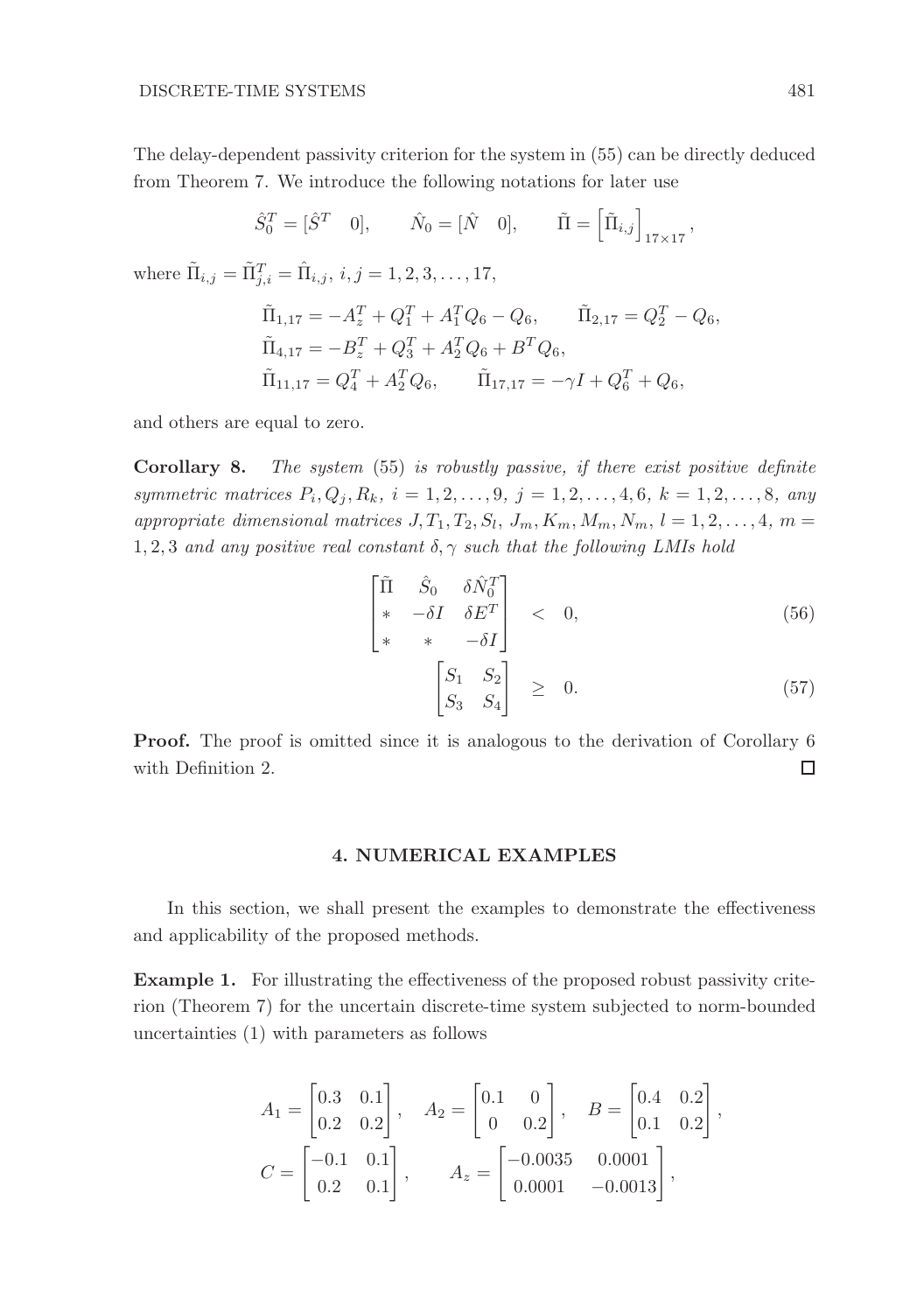The delay-dependent passivity criterion for the system in (55) can be directly deduced from Theorem 7. We introduce the following notations for later use

$$\hat{S}_0^T = [\hat{S}^T \quad 0], \qquad \hat{N}_0 = [\hat{N} \quad 0], \qquad \tilde{\Pi} = \left[\tilde{\Pi}_{i,j}\right]_{17\times 17},$$

where $\tilde{\Pi}_{i,j} = \tilde{\Pi}_{j,i}^T = \hat{\Pi}_{i,j}$, $i, j = 1, 2, 3, \ldots, 17$,

$$\tilde{\Pi}_{1,17} = -A_z^T + Q_1^T + A_1^T Q_6 - Q_6, \qquad \tilde{\Pi}_{2,17} = Q_2^T - Q_6,$$
$$\tilde{\Pi}_{4,17} = -B_z^T + Q_3^T + A_2^T Q_6 + B^T Q_6,$$
$$\tilde{\Pi}_{11,17} = Q_4^T + A_2^T Q_6, \qquad \tilde{\Pi}_{17,17} = -\gamma I + Q_6^T + Q_6,$$

and others are equal to zero.

**Corollary 8.** *The system* (55) *is robustly passive, if there exist positive definite symmetric matrices $P_i, Q_j, R_k$, $i = 1, 2, \ldots, 9$, $j = 1, 2, \ldots, 4, 6$, $k = 1, 2, \ldots, 8$, any appropriate dimensional matrices $J, T_1, T_2, S_l$, $J_m, K_m, M_m, N_m$, $l = 1, 2, \ldots, 4$, $m = 1, 2, 3$ and any positive real constant $\delta, \gamma$ such that the following LMIs hold*

$$\begin{bmatrix} \tilde{\Pi} & \hat{S}_0 & \delta \hat{N}_0^T \\ * & -\delta I & \delta E^T \\ * & * & -\delta I \end{bmatrix} < 0, \tag{56}$$

$$\begin{bmatrix} S_1 & S_2 \\ S_3 & S_4 \end{bmatrix} \geq 0. \tag{57}$$

**Proof.** The proof is omitted since it is analogous to the derivation of Corollary 6 with Definition 2. $\square$

## 4. NUMERICAL EXAMPLES

In this section, we shall present the examples to demonstrate the effectiveness and applicability of the proposed methods.

**Example 1.** For illustrating the effectiveness of the proposed robust passivity criterion (Theorem 7) for the uncertain discrete-time system subjected to norm-bounded uncertainties (1) with parameters as follows

$$A_1 = \begin{bmatrix} 0.3 & 0.1 \\ 0.2 & 0.2 \end{bmatrix}, \quad A_2 = \begin{bmatrix} 0.1 & 0 \\ 0 & 0.2 \end{bmatrix}, \quad B = \begin{bmatrix} 0.4 & 0.2 \\ 0.1 & 0.2 \end{bmatrix},$$
$$C = \begin{bmatrix} -0.1 & 0.1 \\ 0.2 & 0.1 \end{bmatrix}, \qquad A_z = \begin{bmatrix} -0.0035 & 0.0001 \\ 0.0001 & -0.0013 \end{bmatrix},$$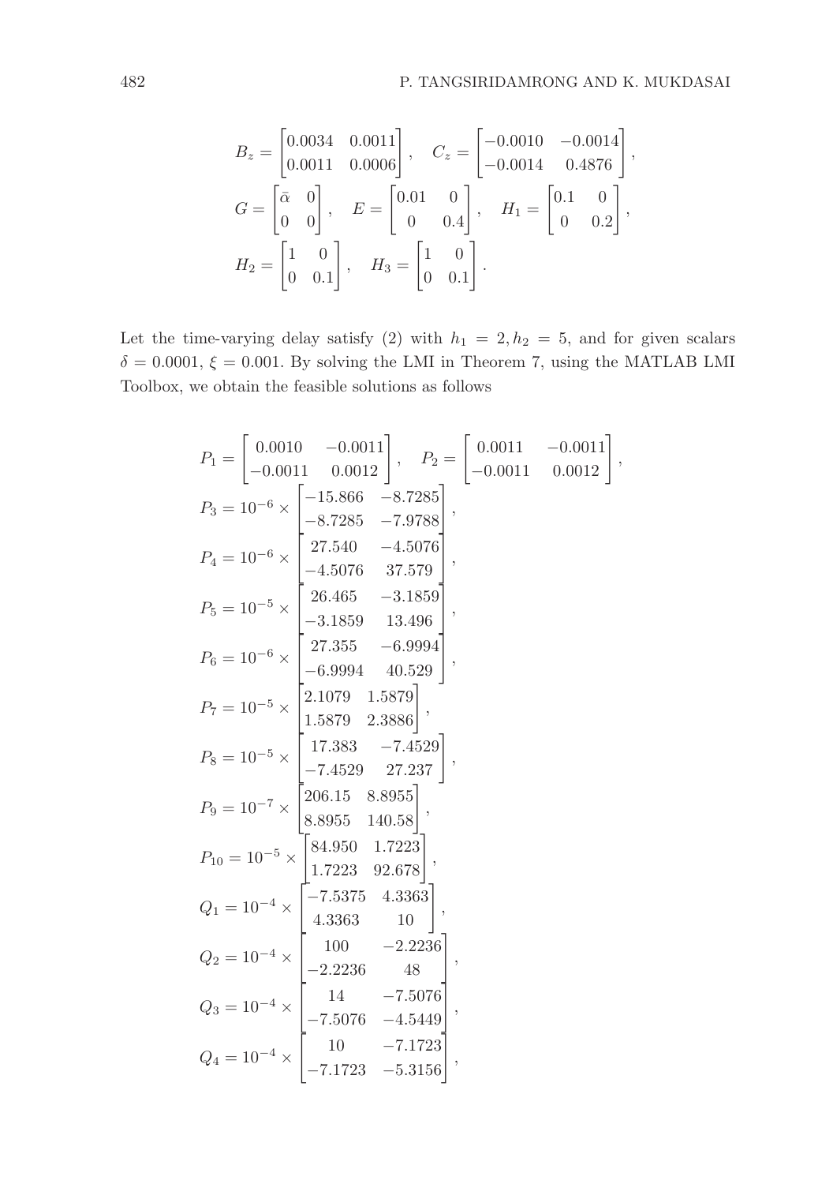$$B_z = \begin{bmatrix} 0.0034 & 0.0011 \\ 0.0011 & 0.0006 \end{bmatrix}, \quad C_z = \begin{bmatrix} -0.0010 & -0.0014 \\ -0.0014 & 0.4876 \end{bmatrix},$$

$$G = \begin{bmatrix} \bar{\alpha} & 0 \\ 0 & 0 \end{bmatrix}, \quad E = \begin{bmatrix} 0.01 & 0 \\ 0 & 0.4 \end{bmatrix}, \quad H_1 = \begin{bmatrix} 0.1 & 0 \\ 0 & 0.2 \end{bmatrix},$$

$$H_2 = \begin{bmatrix} 1 & 0 \\ 0 & 0.1 \end{bmatrix}, \quad H_3 = \begin{bmatrix} 1 & 0 \\ 0 & 0.1 \end{bmatrix}.$$

Let the time-varying delay satisfy (2) with $h_1 = 2, h_2 = 5$, and for given scalars $\delta = 0.0001$, $\xi = 0.001$. By solving the LMI in Theorem 7, using the MATLAB LMI Toolbox, we obtain the feasible solutions as follows

$$P_1 = \begin{bmatrix} 0.0010 & -0.0011 \\ -0.0011 & 0.0012 \end{bmatrix}, \quad P_2 = \begin{bmatrix} 0.0011 & -0.0011 \\ -0.0011 & 0.0012 \end{bmatrix},$$

$$P_3 = 10^{-6} \times \begin{bmatrix} -15.866 & -8.7285 \\ -8.7285 & -7.9788 \end{bmatrix},$$

$$P_4 = 10^{-6} \times \begin{bmatrix} 27.540 & -4.5076 \\ -4.5076 & 37.579 \end{bmatrix},$$

$$P_5 = 10^{-5} \times \begin{bmatrix} 26.465 & -3.1859 \\ -3.1859 & 13.496 \end{bmatrix},$$

$$P_6 = 10^{-6} \times \begin{bmatrix} 27.355 & -6.9994 \\ -6.9994 & 40.529 \end{bmatrix},$$

$$P_7 = 10^{-5} \times \begin{bmatrix} 2.1079 & 1.5879 \\ 1.5879 & 2.3886 \end{bmatrix},$$

$$P_8 = 10^{-5} \times \begin{bmatrix} 17.383 & -7.4529 \\ -7.4529 & 27.237 \end{bmatrix},$$

$$P_9 = 10^{-7} \times \begin{bmatrix} 206.15 & 8.8955 \\ 8.8955 & 140.58 \end{bmatrix},$$

$$P_{10} = 10^{-5} \times \begin{bmatrix} 84.950 & 1.7223 \\ 1.7223 & 92.678 \end{bmatrix},$$

$$Q_1 = 10^{-4} \times \begin{bmatrix} -7.5375 & 4.3363 \\ 4.3363 & 10 \end{bmatrix},$$

$$Q_2 = 10^{-4} \times \begin{bmatrix} 100 & -2.2236 \\ -2.2236 & 48 \end{bmatrix},$$

$$Q_3 = 10^{-4} \times \begin{bmatrix} 14 & -7.5076 \\ -7.5076 & -4.5449 \end{bmatrix},$$

$$Q_4 = 10^{-4} \times \begin{bmatrix} 10 & -7.1723 \\ -7.1723 & -5.3156 \end{bmatrix},$$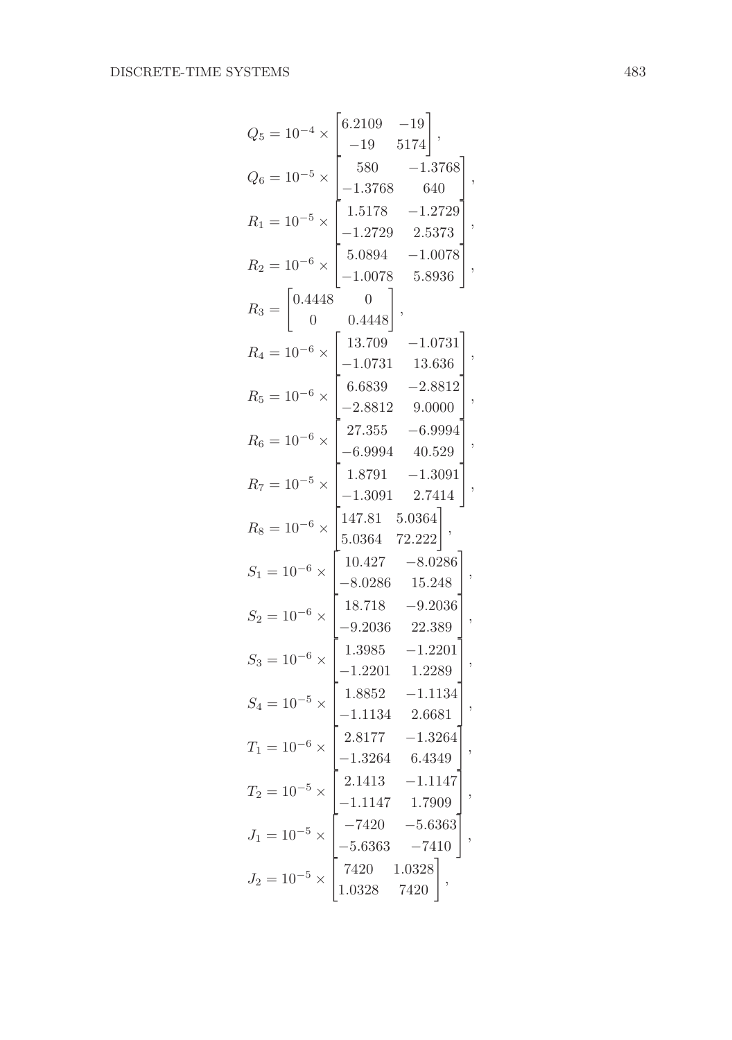$$Q_5 = 10^{-4} \times \begin{bmatrix} 6.2109 & -19 \\ -19 & 5174 \end{bmatrix},$$

$$Q_6 = 10^{-5} \times \begin{bmatrix} 580 & -1.3768 \\ -1.3768 & 640 \end{bmatrix},$$

$$R_1 = 10^{-5} \times \begin{bmatrix} 1.5178 & -1.2729 \\ -1.2729 & 2.5373 \end{bmatrix},$$

$$R_2 = 10^{-6} \times \begin{bmatrix} 5.0894 & -1.0078 \\ -1.0078 & 5.8936 \end{bmatrix},$$

$$R_3 = \begin{bmatrix} 0.4448 & 0 \\ 0 & 0.4448 \end{bmatrix},$$

$$R_4 = 10^{-6} \times \begin{bmatrix} 13.709 & -1.0731 \\ -1.0731 & 13.636 \end{bmatrix},$$

$$R_5 = 10^{-6} \times \begin{bmatrix} 6.6839 & -2.8812 \\ -2.8812 & 9.0000 \end{bmatrix},$$

$$R_6 = 10^{-6} \times \begin{bmatrix} 27.355 & -6.9994 \\ -6.9994 & 40.529 \end{bmatrix},$$

$$R_7 = 10^{-5} \times \begin{bmatrix} 1.8791 & -1.3091 \\ -1.3091 & 2.7414 \end{bmatrix},$$

$$R_8 = 10^{-6} \times \begin{bmatrix} 147.81 & 5.0364 \\ 5.0364 & 72.222 \end{bmatrix},$$

$$S_1 = 10^{-6} \times \begin{bmatrix} 10.427 & -8.0286 \\ -8.0286 & 15.248 \end{bmatrix},$$

$$S_2 = 10^{-6} \times \begin{bmatrix} 18.718 & -9.2036 \\ -9.2036 & 22.389 \end{bmatrix},$$

$$S_3 = 10^{-6} \times \begin{bmatrix} 1.3985 & -1.2201 \\ -1.2201 & 1.2289 \end{bmatrix},$$

$$S_4 = 10^{-5} \times \begin{bmatrix} 1.8852 & -1.1134 \\ -1.1134 & 2.6681 \end{bmatrix},$$

$$T_1 = 10^{-6} \times \begin{bmatrix} 2.8177 & -1.3264 \\ -1.3264 & 6.4349 \end{bmatrix},$$

$$T_2 = 10^{-5} \times \begin{bmatrix} 2.1413 & -1.1147 \\ -1.1147 & 1.7909 \end{bmatrix},$$

$$J_1 = 10^{-5} \times \begin{bmatrix} -7420 & -5.6363 \\ -5.6363 & -7410 \end{bmatrix},$$

$$J_2 = 10^{-5} \times \begin{bmatrix} 7420 & 1.0328 \\ 1.0328 & 7420 \end{bmatrix},$$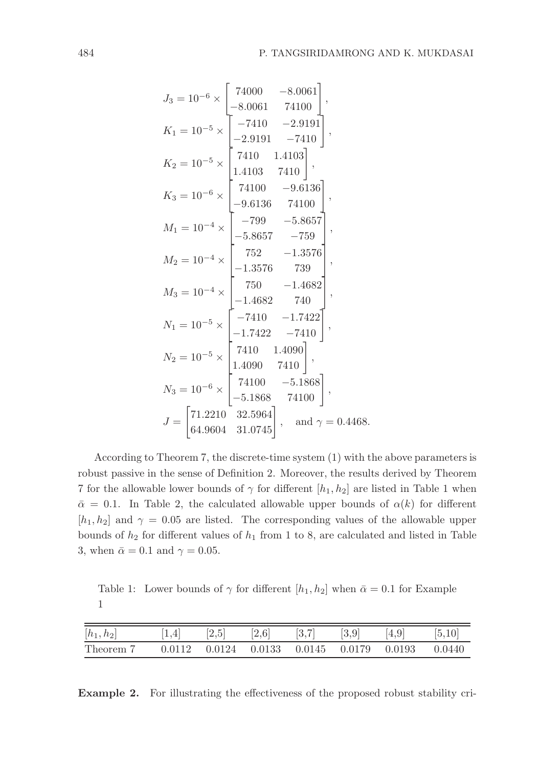$$J_3 = 10^{-6} \times \begin{bmatrix} 74000 & -8.0061 \\ -8.0061 & 74100 \end{bmatrix},$$

$$K_1 = 10^{-5} \times \begin{bmatrix} -7410 & -2.9191 \\ -2.9191 & -7410 \end{bmatrix},$$

$$K_2 = 10^{-5} \times \begin{bmatrix} 7410 & 1.4103 \\ 1.4103 & 7410 \end{bmatrix},$$

$$K_3 = 10^{-6} \times \begin{bmatrix} 74100 & -9.6136 \\ -9.6136 & 74100 \end{bmatrix},$$

$$M_1 = 10^{-4} \times \begin{bmatrix} -799 & -5.8657 \\ -5.8657 & -759 \end{bmatrix},$$

$$M_2 = 10^{-4} \times \begin{bmatrix} 752 & -1.3576 \\ -1.3576 & 739 \end{bmatrix},$$

$$M_3 = 10^{-4} \times \begin{bmatrix} 750 & -1.4682 \\ -1.4682 & 740 \end{bmatrix},$$

$$N_1 = 10^{-5} \times \begin{bmatrix} -7410 & -1.7422 \\ -1.7422 & -7410 \end{bmatrix},$$

$$N_2 = 10^{-5} \times \begin{bmatrix} 7410 & 1.4090 \\ 1.4090 & 7410 \end{bmatrix},$$

$$N_3 = 10^{-6} \times \begin{bmatrix} 74100 & -5.1868 \\ -5.1868 & 74100 \end{bmatrix},$$

$$J = \begin{bmatrix} 71.2210 & 32.5964 \\ 64.9604 & 31.0745 \end{bmatrix}, \quad \text{and } \gamma = 0.4468.$$

According to Theorem 7, the discrete-time system (1) with the above parameters is robust passive in the sense of Definition 2. Moreover, the results derived by Theorem 7 for the allowable lower bounds of $\gamma$ for different $[h_1, h_2]$ are listed in Table 1 when $\bar{\alpha} = 0.1$. In Table 2, the calculated allowable upper bounds of $\alpha(k)$ for different $[h_1, h_2]$ and $\gamma = 0.05$ are listed. The corresponding values of the allowable upper bounds of $h_2$ for different values of $h_1$ from 1 to 8, are calculated and listed in Table 3, when $\bar{\alpha} = 0.1$ and $\gamma = 0.05$.

Table 1: Lower bounds of $\gamma$ for different $[h_1, h_2]$ when $\bar{\alpha} = 0.1$ for Example 1

| $[h_1, h_2]$ | [1,4] | [2,5] | [2,6] | [3,7] | [3,9] | [4,9] | [5,10] |
|---|---|---|---|---|---|---|---|
| Theorem 7 | 0.0112 | 0.0124 | 0.0133 | 0.0145 | 0.0179 | 0.0193 | 0.0440 |

**Example 2.** For illustrating the effectiveness of the proposed robust stability cri-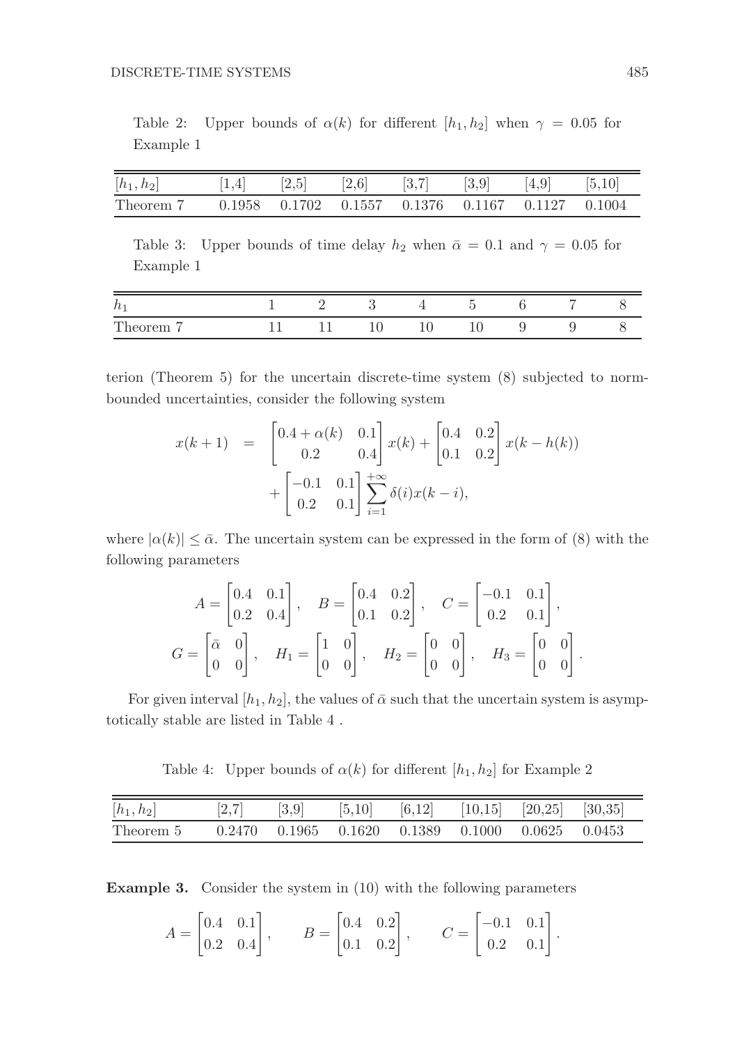Table 2: Upper bounds of $\alpha(k)$ for different $[h_1, h_2]$ when $\gamma = 0.05$ for Example 1

| $[h_1, h_2]$ | [1,4] | [2,5] | [2,6] | [3,7] | [3,9] | [4,9] | [5,10] |
|---|---|---|---|---|---|---|---|
| Theorem 7 | 0.1958 | 0.1702 | 0.1557 | 0.1376 | 0.1167 | 0.1127 | 0.1004 |

Table 3: Upper bounds of time delay $h_2$ when $\bar{\alpha} = 0.1$ and $\gamma = 0.05$ for Example 1

| $h_1$ | 1 | 2 | 3 | 4 | 5 | 6 | 7 | 8 |
|---|---|---|---|---|---|---|---|---|
| Theorem 7 | 11 | 11 | 10 | 10 | 10 | 9 | 9 | 8 |

terion (Theorem 5) for the uncertain discrete-time system (8) subjected to norm-bounded uncertainties, consider the following system

$$
\begin{aligned}
x(k+1) &= \begin{bmatrix} 0.4 + \alpha(k) & 0.1 \\ 0.2 & 0.4 \end{bmatrix} x(k) + \begin{bmatrix} 0.4 & 0.2 \\ 0.1 & 0.2 \end{bmatrix} x(k - h(k)) \\
&\quad + \begin{bmatrix} -0.1 & 0.1 \\ 0.2 & 0.1 \end{bmatrix} \sum_{i=1}^{+\infty} \delta(i) x(k-i),
\end{aligned}
$$

where $|\alpha(k)| \leq \bar{\alpha}$. The uncertain system can be expressed in the form of (8) with the following parameters

$$
A = \begin{bmatrix} 0.4 & 0.1 \\ 0.2 & 0.4 \end{bmatrix}, \quad B = \begin{bmatrix} 0.4 & 0.2 \\ 0.1 & 0.2 \end{bmatrix}, \quad C = \begin{bmatrix} -0.1 & 0.1 \\ 0.2 & 0.1 \end{bmatrix},
$$

$$
G = \begin{bmatrix} \bar{\alpha} & 0 \\ 0 & 0 \end{bmatrix}, \quad H_1 = \begin{bmatrix} 1 & 0 \\ 0 & 0 \end{bmatrix}, \quad H_2 = \begin{bmatrix} 0 & 0 \\ 0 & 0 \end{bmatrix}, \quad H_3 = \begin{bmatrix} 0 & 0 \\ 0 & 0 \end{bmatrix}.
$$

For given interval $[h_1, h_2]$, the values of $\bar{\alpha}$ such that the uncertain system is asymptotically stable are listed in Table 4 .

Table 4: Upper bounds of $\alpha(k)$ for different $[h_1, h_2]$ for Example 2

| $[h_1, h_2]$ | [2,7] | [3,9] | [5,10] | [6,12] | [10,15] | [20,25] | [30,35] |
|---|---|---|---|---|---|---|---|
| Theorem 5 | 0.2470 | 0.1965 | 0.1620 | 0.1389 | 0.1000 | 0.0625 | 0.0453 |

**Example 3.** Consider the system in (10) with the following parameters

$$
A = \begin{bmatrix} 0.4 & 0.1 \\ 0.2 & 0.4 \end{bmatrix}, \qquad B = \begin{bmatrix} 0.4 & 0.2 \\ 0.1 & 0.2 \end{bmatrix}, \qquad C = \begin{bmatrix} -0.1 & 0.1 \\ 0.2 & 0.1 \end{bmatrix}.
$$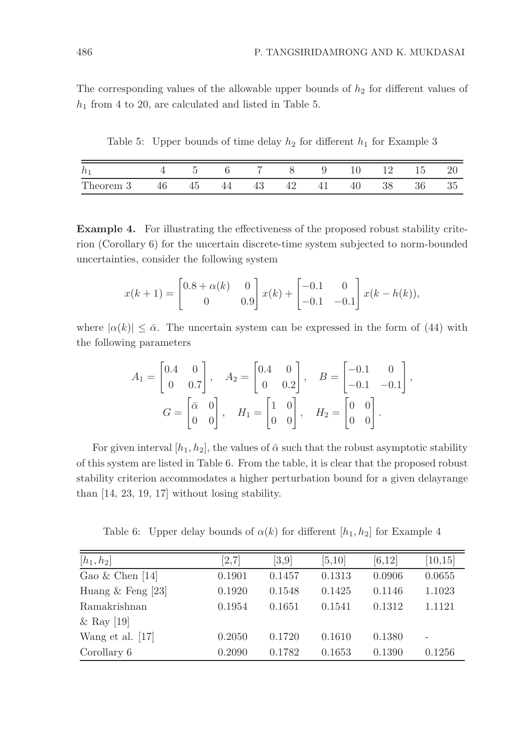The corresponding values of the allowable upper bounds of $h_2$ for different values of $h_1$ from 4 to 20, are calculated and listed in Table 5.

Table 5: Upper bounds of time delay $h_2$ for different $h_1$ for Example 3

| $h_1$ | 4 | 5 | 6 | 7 | 8 | 9 | 10 | 12 | 15 | 20 |
|---|---|---|---|---|---|---|---|---|---|---|
| Theorem 3 | 46 | 45 | 44 | 43 | 42 | 41 | 40 | 38 | 36 | 35 |

**Example 4.** For illustrating the effectiveness of the proposed robust stability criterion (Corollary 6) for the uncertain discrete-time system subjected to norm-bounded uncertainties, consider the following system

$$x(k+1) = \begin{bmatrix} 0.8+\alpha(k) & 0 \\ 0 & 0.9 \end{bmatrix} x(k) + \begin{bmatrix} -0.1 & 0 \\ -0.1 & -0.1 \end{bmatrix} x(k-h(k)),$$

where $|\alpha(k)| \leq \bar{\alpha}$. The uncertain system can be expressed in the form of (44) with the following parameters

$$A_1 = \begin{bmatrix} 0.4 & 0 \\ 0 & 0.7 \end{bmatrix}, \quad A_2 = \begin{bmatrix} 0.4 & 0 \\ 0 & 0.2 \end{bmatrix}, \quad B = \begin{bmatrix} -0.1 & 0 \\ -0.1 & -0.1 \end{bmatrix},$$
$$G = \begin{bmatrix} \bar{\alpha} & 0 \\ 0 & 0 \end{bmatrix}, \quad H_1 = \begin{bmatrix} 1 & 0 \\ 0 & 0 \end{bmatrix}, \quad H_2 = \begin{bmatrix} 0 & 0 \\ 0 & 0 \end{bmatrix}.$$

For given interval $[h_1, h_2]$, the values of $\bar{\alpha}$ such that the robust asymptotic stability of this system are listed in Table 6. From the table, it is clear that the proposed robust stability criterion accommodates a higher perturbation bound for a given delayrange than [14, 23, 19, 17] without losing stability.

Table 6: Upper delay bounds of $\alpha(k)$ for different $[h_1, h_2]$ for Example 4

| $[h_1, h_2]$ | [2,7] | [3,9] | [5,10] | [6,12] | [10,15] |
|---|---|---|---|---|---|
| Gao & Chen [14] | 0.1901 | 0.1457 | 0.1313 | 0.0906 | 0.0655 |
| Huang & Feng [23] | 0.1920 | 0.1548 | 0.1425 | 0.1146 | 1.1023 |
| Ramakrishnan & Ray [19] | 0.1954 | 0.1651 | 0.1541 | 0.1312 | 1.1121 |
| Wang et al. [17] | 0.2050 | 0.1720 | 0.1610 | 0.1380 | - |
| Corollary 6 | 0.2090 | 0.1782 | 0.1653 | 0.1390 | 0.1256 |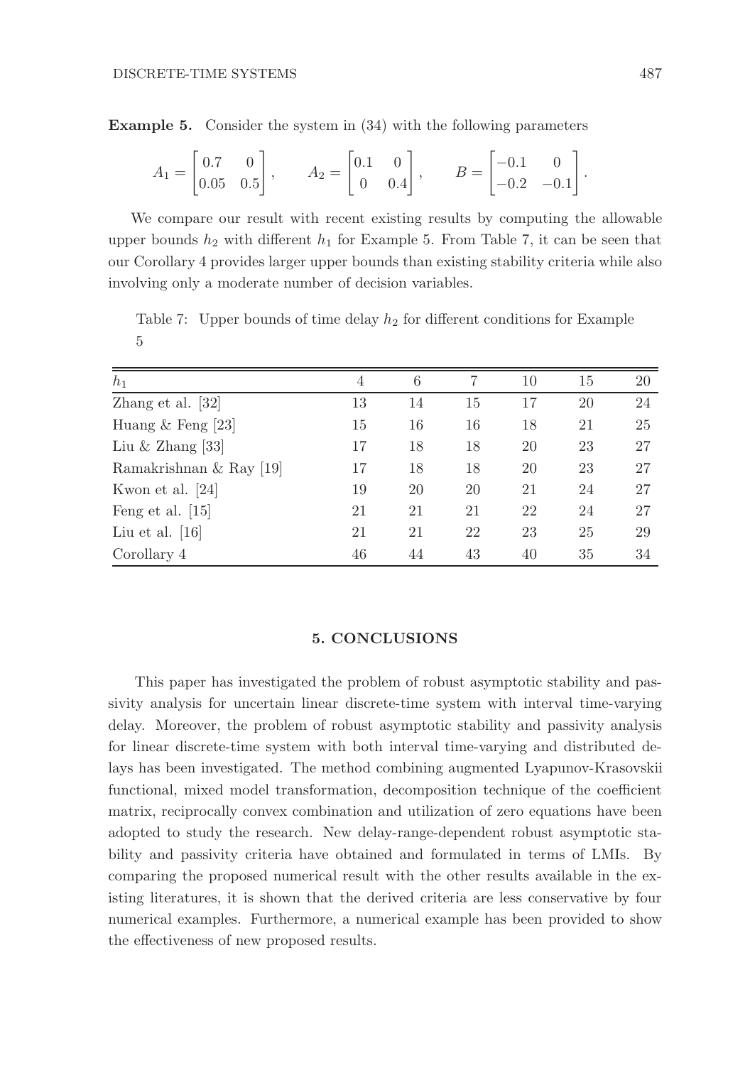**Example 5.** Consider the system in (34) with the following parameters

$$A_1 = \begin{bmatrix} 0.7 & 0 \\ 0.05 & 0.5 \end{bmatrix}, \qquad A_2 = \begin{bmatrix} 0.1 & 0 \\ 0 & 0.4 \end{bmatrix}, \qquad B = \begin{bmatrix} -0.1 & 0 \\ -0.2 & -0.1 \end{bmatrix}.$$

We compare our result with recent existing results by computing the allowable upper bounds $h_2$ with different $h_1$ for Example 5. From Table 7, it can be seen that our Corollary 4 provides larger upper bounds than existing stability criteria while also involving only a moderate number of decision variables.

Table 7: Upper bounds of time delay $h_2$ for different conditions for Example 5

| $h_1$ | 4 | 6 | 7 | 10 | 15 | 20 |
|---|---|---|---|---|---|---|
| Zhang et al. [32] | 13 | 14 | 15 | 17 | 20 | 24 |
| Huang & Feng [23] | 15 | 16 | 16 | 18 | 21 | 25 |
| Liu & Zhang [33] | 17 | 18 | 18 | 20 | 23 | 27 |
| Ramakrishnan & Ray [19] | 17 | 18 | 18 | 20 | 23 | 27 |
| Kwon et al. [24] | 19 | 20 | 20 | 21 | 24 | 27 |
| Feng et al. [15] | 21 | 21 | 21 | 22 | 24 | 27 |
| Liu et al. [16] | 21 | 21 | 22 | 23 | 25 | 29 |
| Corollary 4 | 46 | 44 | 43 | 40 | 35 | 34 |

## 5. CONCLUSIONS

This paper has investigated the problem of robust asymptotic stability and passivity analysis for uncertain linear discrete-time system with interval time-varying delay. Moreover, the problem of robust asymptotic stability and passivity analysis for linear discrete-time system with both interval time-varying and distributed delays has been investigated. The method combining augmented Lyapunov-Krasovskii functional, mixed model transformation, decomposition technique of the coefficient matrix, reciprocally convex combination and utilization of zero equations have been adopted to study the research. New delay-range-dependent robust asymptotic stability and passivity criteria have obtained and formulated in terms of LMIs. By comparing the proposed numerical result with the other results available in the existing literatures, it is shown that the derived criteria are less conservative by four numerical examples. Furthermore, a numerical example has been provided to show the effectiveness of new proposed results.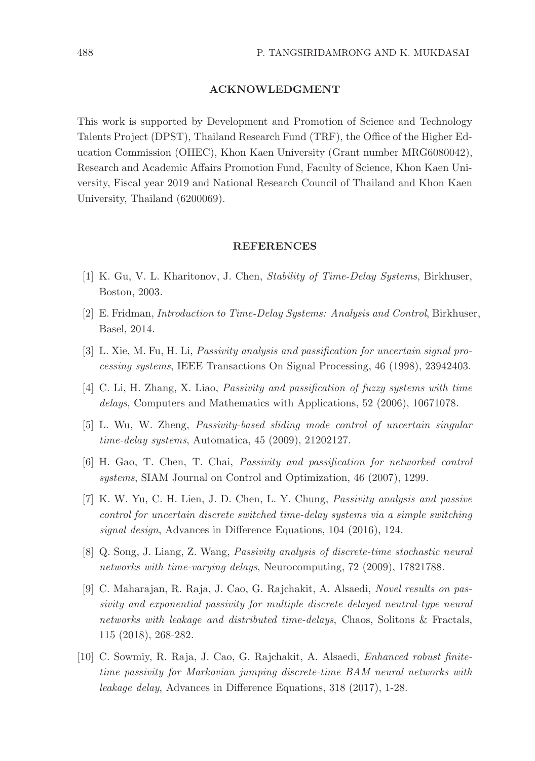## ACKNOWLEDGMENT

This work is supported by Development and Promotion of Science and Technology Talents Project (DPST), Thailand Research Fund (TRF), the Office of the Higher Education Commission (OHEC), Khon Kaen University (Grant number MRG6080042), Research and Academic Affairs Promotion Fund, Faculty of Science, Khon Kaen University, Fiscal year 2019 and National Research Council of Thailand and Khon Kaen University, Thailand (6200069).

## REFERENCES

[1] K. Gu, V. L. Kharitonov, J. Chen, *Stability of Time-Delay Systems*, Birkhuser, Boston, 2003.

[2] E. Fridman, *Introduction to Time-Delay Systems: Analysis and Control*, Birkhuser, Basel, 2014.

[3] L. Xie, M. Fu, H. Li, *Passivity analysis and passification for uncertain signal processing systems*, IEEE Transactions On Signal Processing, 46 (1998), 23942403.

[4] C. Li, H. Zhang, X. Liao, *Passivity and passification of fuzzy systems with time delays*, Computers and Mathematics with Applications, 52 (2006), 10671078.

[5] L. Wu, W. Zheng, *Passivity-based sliding mode control of uncertain singular time-delay systems*, Automatica, 45 (2009), 21202127.

[6] H. Gao, T. Chen, T. Chai, *Passivity and passification for networked control systems*, SIAM Journal on Control and Optimization, 46 (2007), 1299.

[7] K. W. Yu, C. H. Lien, J. D. Chen, L. Y. Chung, *Passivity analysis and passive control for uncertain discrete switched time-delay systems via a simple switching signal design*, Advances in Difference Equations, 104 (2016), 124.

[8] Q. Song, J. Liang, Z. Wang, *Passivity analysis of discrete-time stochastic neural networks with time-varying delays*, Neurocomputing, 72 (2009), 17821788.

[9] C. Maharajan, R. Raja, J. Cao, G. Rajchakit, A. Alsaedi, *Novel results on passivity and exponential passivity for multiple discrete delayed neutral-type neural networks with leakage and distributed time-delays*, Chaos, Solitons & Fractals, 115 (2018), 268-282.

[10] C. Sowmiy, R. Raja, J. Cao, G. Rajchakit, A. Alsaedi, *Enhanced robust finite-time passivity for Markovian jumping discrete-time BAM neural networks with leakage delay,* Advances in Difference Equations, 318 (2017), 1-28.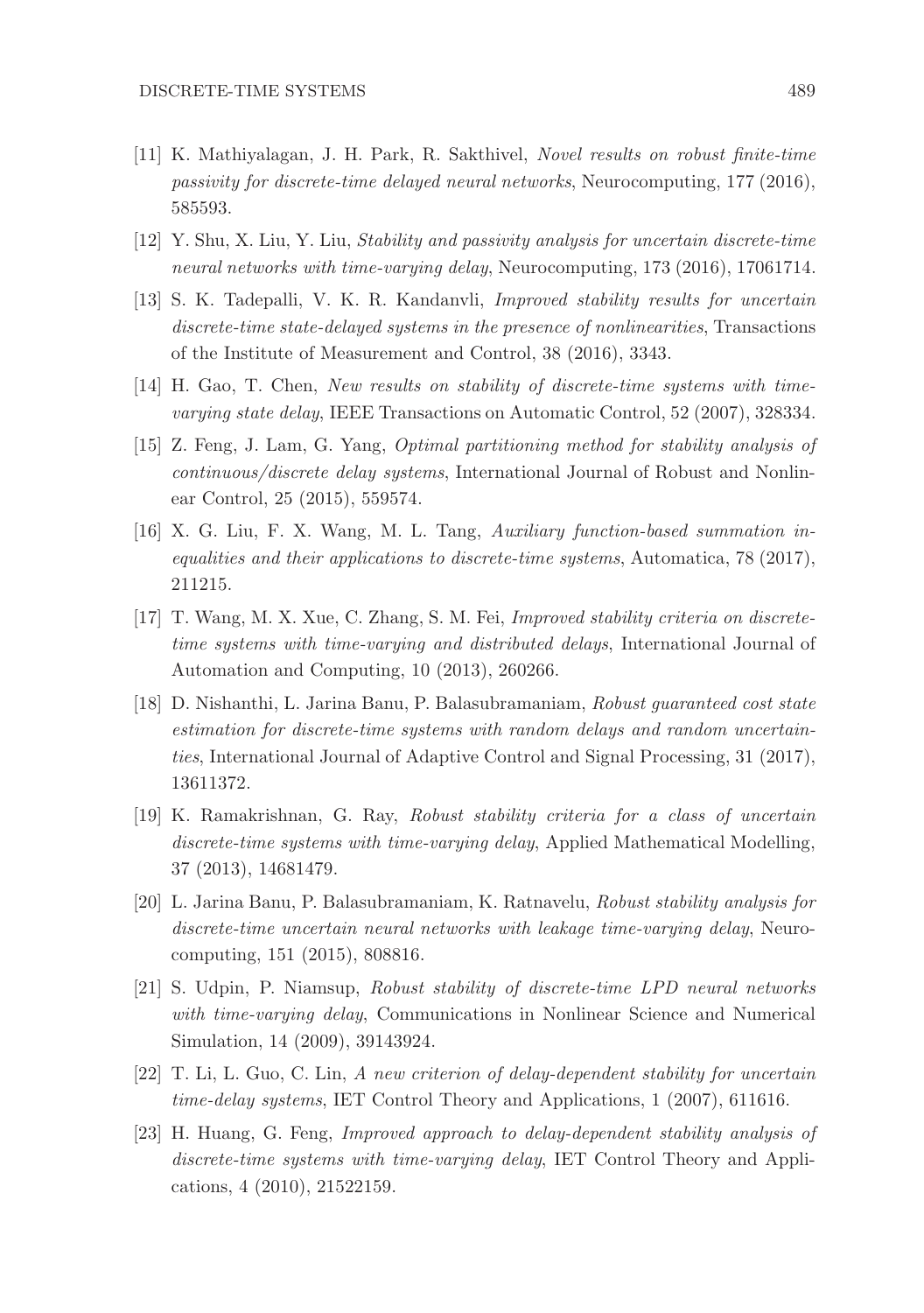[11] K. Mathiyalagan, J. H. Park, R. Sakthivel, *Novel results on robust finite-time passivity for discrete-time delayed neural networks*, Neurocomputing, 177 (2016), 585593.

[12] Y. Shu, X. Liu, Y. Liu, *Stability and passivity analysis for uncertain discrete-time neural networks with time-varying delay*, Neurocomputing, 173 (2016), 17061714.

[13] S. K. Tadepalli, V. K. R. Kandanvli, *Improved stability results for uncertain discrete-time state-delayed systems in the presence of nonlinearities*, Transactions of the Institute of Measurement and Control, 38 (2016), 3343.

[14] H. Gao, T. Chen, *New results on stability of discrete-time systems with time-varying state delay*, IEEE Transactions on Automatic Control, 52 (2007), 328334.

[15] Z. Feng, J. Lam, G. Yang, *Optimal partitioning method for stability analysis of continuous/discrete delay systems*, International Journal of Robust and Nonlinear Control, 25 (2015), 559574.

[16] X. G. Liu, F. X. Wang, M. L. Tang, *Auxiliary function-based summation inequalities and their applications to discrete-time systems*, Automatica, 78 (2017), 211215.

[17] T. Wang, M. X. Xue, C. Zhang, S. M. Fei, *Improved stability criteria on discrete-time systems with time-varying and distributed delays*, International Journal of Automation and Computing, 10 (2013), 260266.

[18] D. Nishanthi, L. Jarina Banu, P. Balasubramaniam, *Robust guaranteed cost state estimation for discrete-time systems with random delays and random uncertainties*, International Journal of Adaptive Control and Signal Processing, 31 (2017), 13611372.

[19] K. Ramakrishnan, G. Ray, *Robust stability criteria for a class of uncertain discrete-time systems with time-varying delay*, Applied Mathematical Modelling, 37 (2013), 14681479.

[20] L. Jarina Banu, P. Balasubramaniam, K. Ratnavelu, *Robust stability analysis for discrete-time uncertain neural networks with leakage time-varying delay*, Neurocomputing, 151 (2015), 808816.

[21] S. Udpin, P. Niamsup, *Robust stability of discrete-time LPD neural networks with time-varying delay*, Communications in Nonlinear Science and Numerical Simulation, 14 (2009), 39143924.

[22] T. Li, L. Guo, C. Lin, *A new criterion of delay-dependent stability for uncertain time-delay systems*, IET Control Theory and Applications, 1 (2007), 611616.

[23] H. Huang, G. Feng, *Improved approach to delay-dependent stability analysis of discrete-time systems with time-varying delay*, IET Control Theory and Applications, 4 (2010), 21522159.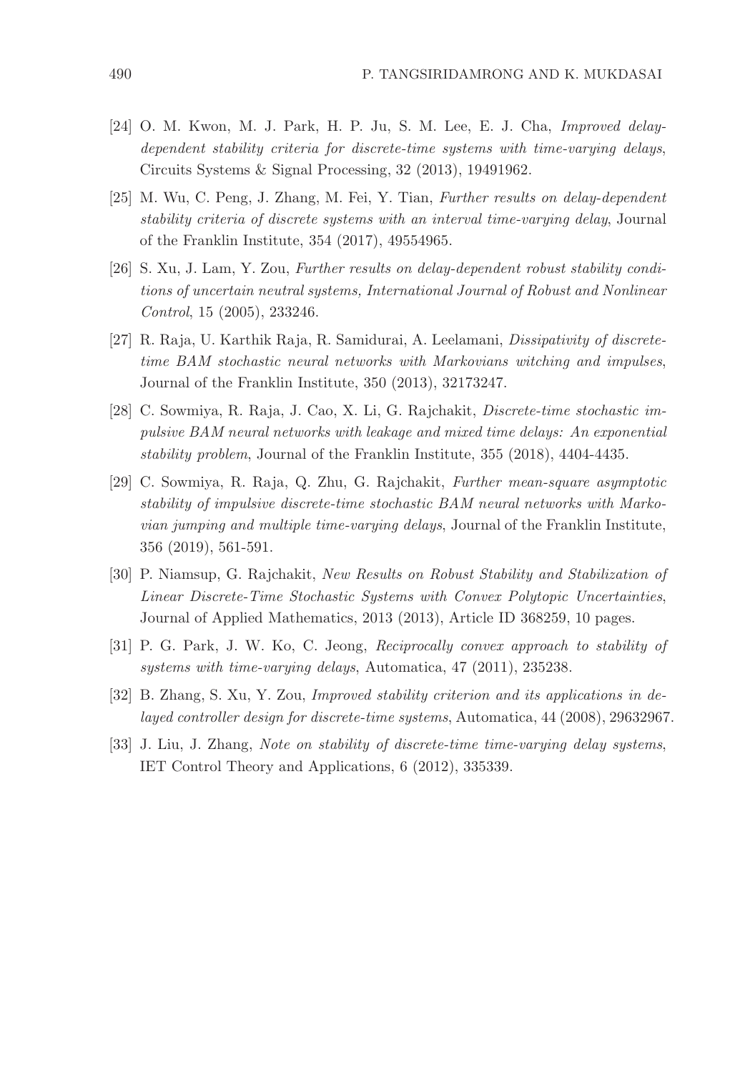[24] O. M. Kwon, M. J. Park, H. P. Ju, S. M. Lee, E. J. Cha, *Improved delay-dependent stability criteria for discrete-time systems with time-varying delays*, Circuits Systems & Signal Processing, 32 (2013), 19491962.

[25] M. Wu, C. Peng, J. Zhang, M. Fei, Y. Tian, *Further results on delay-dependent stability criteria of discrete systems with an interval time-varying delay*, Journal of the Franklin Institute, 354 (2017), 49554965.

[26] S. Xu, J. Lam, Y. Zou, *Further results on delay-dependent robust stability conditions of uncertain neutral systems, International Journal of Robust and Nonlinear Control*, 15 (2005), 233246.

[27] R. Raja, U. Karthik Raja, R. Samidurai, A. Leelamani, *Dissipativity of discrete-time BAM stochastic neural networks with Markovians witching and impulses*, Journal of the Franklin Institute, 350 (2013), 32173247.

[28] C. Sowmiya, R. Raja, J. Cao, X. Li, G. Rajchakit, *Discrete-time stochastic impulsive BAM neural networks with leakage and mixed time delays: An exponential stability problem*, Journal of the Franklin Institute, 355 (2018), 4404-4435.

[29] C. Sowmiya, R. Raja, Q. Zhu, G. Rajchakit, *Further mean-square asymptotic stability of impulsive discrete-time stochastic BAM neural networks with Markovian jumping and multiple time-varying delays*, Journal of the Franklin Institute, 356 (2019), 561-591.

[30] P. Niamsup, G. Rajchakit, *New Results on Robust Stability and Stabilization of Linear Discrete-Time Stochastic Systems with Convex Polytopic Uncertainties*, Journal of Applied Mathematics, 2013 (2013), Article ID 368259, 10 pages.

[31] P. G. Park, J. W. Ko, C. Jeong, *Reciprocally convex approach to stability of systems with time-varying delays*, Automatica, 47 (2011), 235238.

[32] B. Zhang, S. Xu, Y. Zou, *Improved stability criterion and its applications in delayed controller design for discrete-time systems*, Automatica, 44 (2008), 29632967.

[33] J. Liu, J. Zhang, *Note on stability of discrete-time time-varying delay systems*, IET Control Theory and Applications, 6 (2012), 335339.